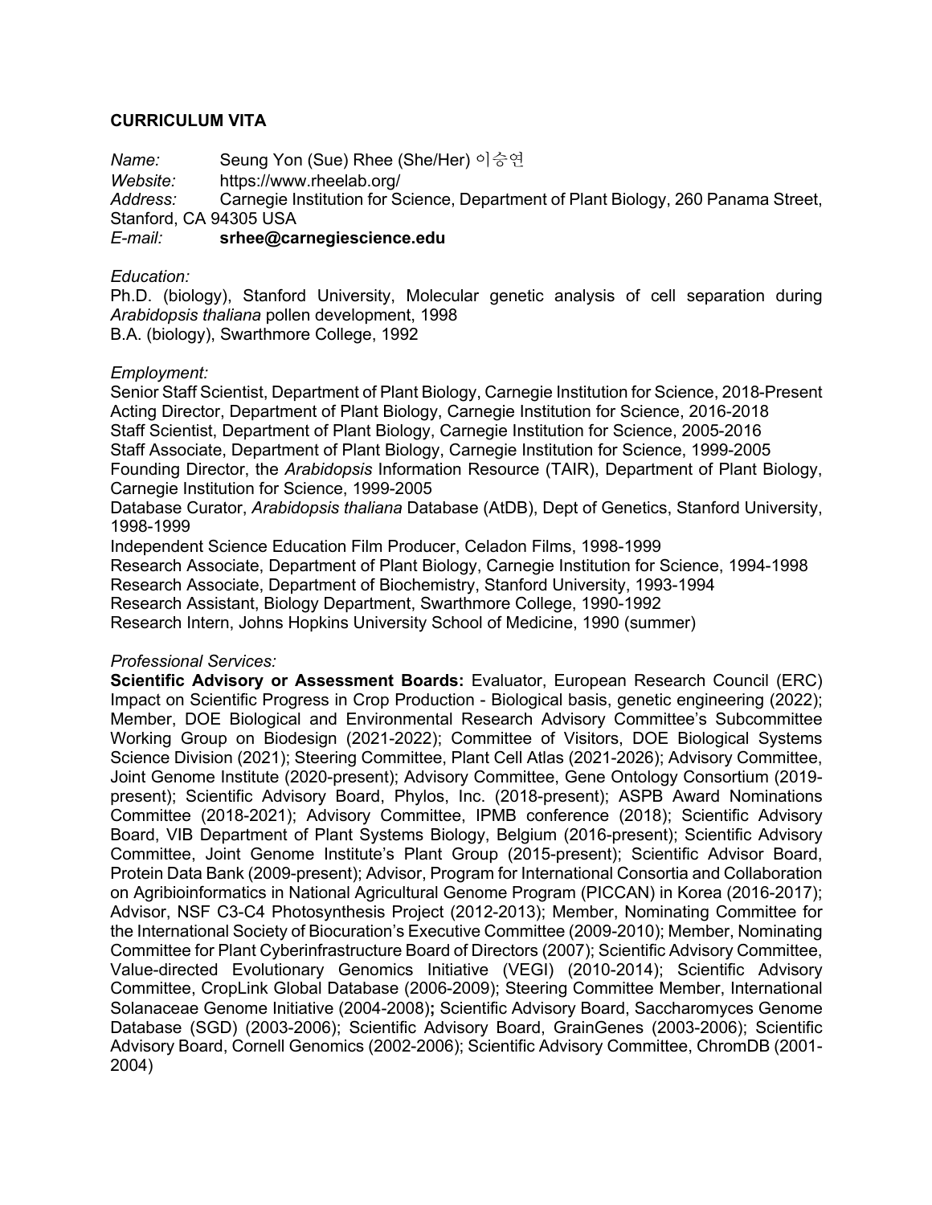# CURRICULUM VITA

*Name:* Seung Yon (Sue) Rhee (She/Her) 이승연
*Website:* https://www.rheelab.org/
*Address:* Carnegie Institution for Science, Department of Plant Biology, 260 Panama Street, Stanford, CA 94305 USA
*E-mail:* **srhee@carnegiescience.edu**

*Education:*

Ph.D. (biology), Stanford University, Molecular genetic analysis of cell separation during *Arabidopsis thaliana* pollen development, 1998
B.A. (biology), Swarthmore College, 1992

*Employment:*

Senior Staff Scientist, Department of Plant Biology, Carnegie Institution for Science, 2018-Present
Acting Director, Department of Plant Biology, Carnegie Institution for Science, 2016-2018
Staff Scientist, Department of Plant Biology, Carnegie Institution for Science, 2005-2016
Staff Associate, Department of Plant Biology, Carnegie Institution for Science, 1999-2005
Founding Director, the *Arabidopsis* Information Resource (TAIR), Department of Plant Biology, Carnegie Institution for Science, 1999-2005
Database Curator, *Arabidopsis thaliana* Database (AtDB), Dept of Genetics, Stanford University, 1998-1999
Independent Science Education Film Producer, Celadon Films, 1998-1999
Research Associate, Department of Plant Biology, Carnegie Institution for Science, 1994-1998
Research Associate, Department of Biochemistry, Stanford University, 1993-1994
Research Assistant, Biology Department, Swarthmore College, 1990-1992
Research Intern, Johns Hopkins University School of Medicine, 1990 (summer)

*Professional Services:*

**Scientific Advisory or Assessment Boards:** Evaluator, European Research Council (ERC) Impact on Scientific Progress in Crop Production - Biological basis, genetic engineering (2022); Member, DOE Biological and Environmental Research Advisory Committee's Subcommittee Working Group on Biodesign (2021-2022); Committee of Visitors, DOE Biological Systems Science Division (2021); Steering Committee, Plant Cell Atlas (2021-2026); Advisory Committee, Joint Genome Institute (2020-present); Advisory Committee, Gene Ontology Consortium (2019-present); Scientific Advisory Board, Phylos, Inc. (2018-present); ASPB Award Nominations Committee (2018-2021); Advisory Committee, IPMB conference (2018); Scientific Advisory Board, VIB Department of Plant Systems Biology, Belgium (2016-present); Scientific Advisory Committee, Joint Genome Institute's Plant Group (2015-present); Scientific Advisor Board, Protein Data Bank (2009-present); Advisor, Program for International Consortia and Collaboration on Agribioinformatics in National Agricultural Genome Program (PICCAN) in Korea (2016-2017); Advisor, NSF C3-C4 Photosynthesis Project (2012-2013); Member, Nominating Committee for the International Society of Biocuration's Executive Committee (2009-2010); Member, Nominating Committee for Plant Cyberinfrastructure Board of Directors (2007); Scientific Advisory Committee, Value-directed Evolutionary Genomics Initiative (VEGI) (2010-2014); Scientific Advisory Committee, CropLink Global Database (2006-2009); Steering Committee Member, International Solanaceae Genome Initiative (2004-2008)**;** Scientific Advisory Board, Saccharomyces Genome Database (SGD) (2003-2006); Scientific Advisory Board, GrainGenes (2003-2006); Scientific Advisory Board, Cornell Genomics (2002-2006); Scientific Advisory Committee, ChromDB (2001-2004)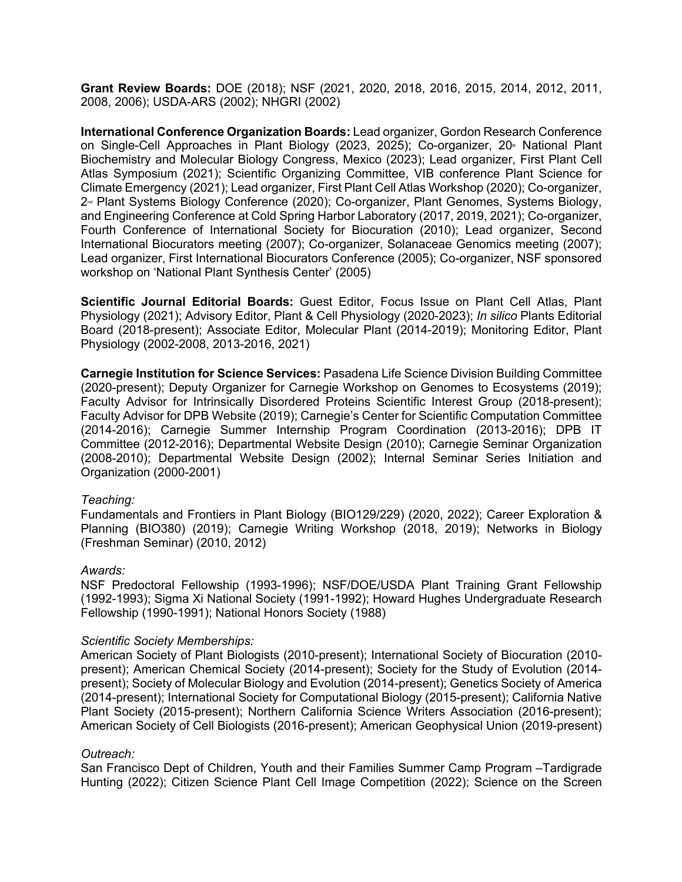**Grant Review Boards:** DOE (2018); NSF (2021, 2020, 2018, 2016, 2015, 2014, 2012, 2011, 2008, 2006); USDA-ARS (2002); NHGRI (2002)

**International Conference Organization Boards:** Lead organizer, Gordon Research Conference on Single-Cell Approaches in Plant Biology (2023, 2025); Co-organizer, 20th National Plant Biochemistry and Molecular Biology Congress, Mexico (2023); Lead organizer, First Plant Cell Atlas Symposium (2021); Scientific Organizing Committee, VIB conference Plant Science for Climate Emergency (2021); Lead organizer, First Plant Cell Atlas Workshop (2020); Co-organizer, 2nd Plant Systems Biology Conference (2020); Co-organizer, Plant Genomes, Systems Biology, and Engineering Conference at Cold Spring Harbor Laboratory (2017, 2019, 2021); Co-organizer, Fourth Conference of International Society for Biocuration (2010); Lead organizer, Second International Biocurators meeting (2007); Co-organizer, Solanaceae Genomics meeting (2007); Lead organizer, First International Biocurators Conference (2005); Co-organizer, NSF sponsored workshop on 'National Plant Synthesis Center' (2005)

**Scientific Journal Editorial Boards:** Guest Editor, Focus Issue on Plant Cell Atlas, Plant Physiology (2021); Advisory Editor, Plant & Cell Physiology (2020-2023); *In silico* Plants Editorial Board (2018-present); Associate Editor, Molecular Plant (2014-2019); Monitoring Editor, Plant Physiology (2002-2008, 2013-2016, 2021)

**Carnegie Institution for Science Services:** Pasadena Life Science Division Building Committee (2020-present); Deputy Organizer for Carnegie Workshop on Genomes to Ecosystems (2019); Faculty Advisor for Intrinsically Disordered Proteins Scientific Interest Group (2018-present); Faculty Advisor for DPB Website (2019); Carnegie's Center for Scientific Computation Committee (2014-2016); Carnegie Summer Internship Program Coordination (2013-2016); DPB IT Committee (2012-2016); Departmental Website Design (2010); Carnegie Seminar Organization (2008-2010); Departmental Website Design (2002); Internal Seminar Series Initiation and Organization (2000-2001)

*Teaching:*
Fundamentals and Frontiers in Plant Biology (BIO129/229) (2020, 2022); Career Exploration & Planning (BIO380) (2019); Carnegie Writing Workshop (2018, 2019); Networks in Biology (Freshman Seminar) (2010, 2012)

*Awards:*
NSF Predoctoral Fellowship (1993-1996); NSF/DOE/USDA Plant Training Grant Fellowship (1992-1993); Sigma Xi National Society (1991-1992); Howard Hughes Undergraduate Research Fellowship (1990-1991); National Honors Society (1988)

*Scientific Society Memberships:*
American Society of Plant Biologists (2010-present); International Society of Biocuration (2010-present); American Chemical Society (2014-present); Society for the Study of Evolution (2014-present); Society of Molecular Biology and Evolution (2014-present); Genetics Society of America (2014-present); International Society for Computational Biology (2015-present); California Native Plant Society (2015-present); Northern California Science Writers Association (2016-present); American Society of Cell Biologists (2016-present); American Geophysical Union (2019-present)

*Outreach:*
San Francisco Dept of Children, Youth and their Families Summer Camp Program –Tardigrade Hunting (2022); Citizen Science Plant Cell Image Competition (2022); Science on the Screen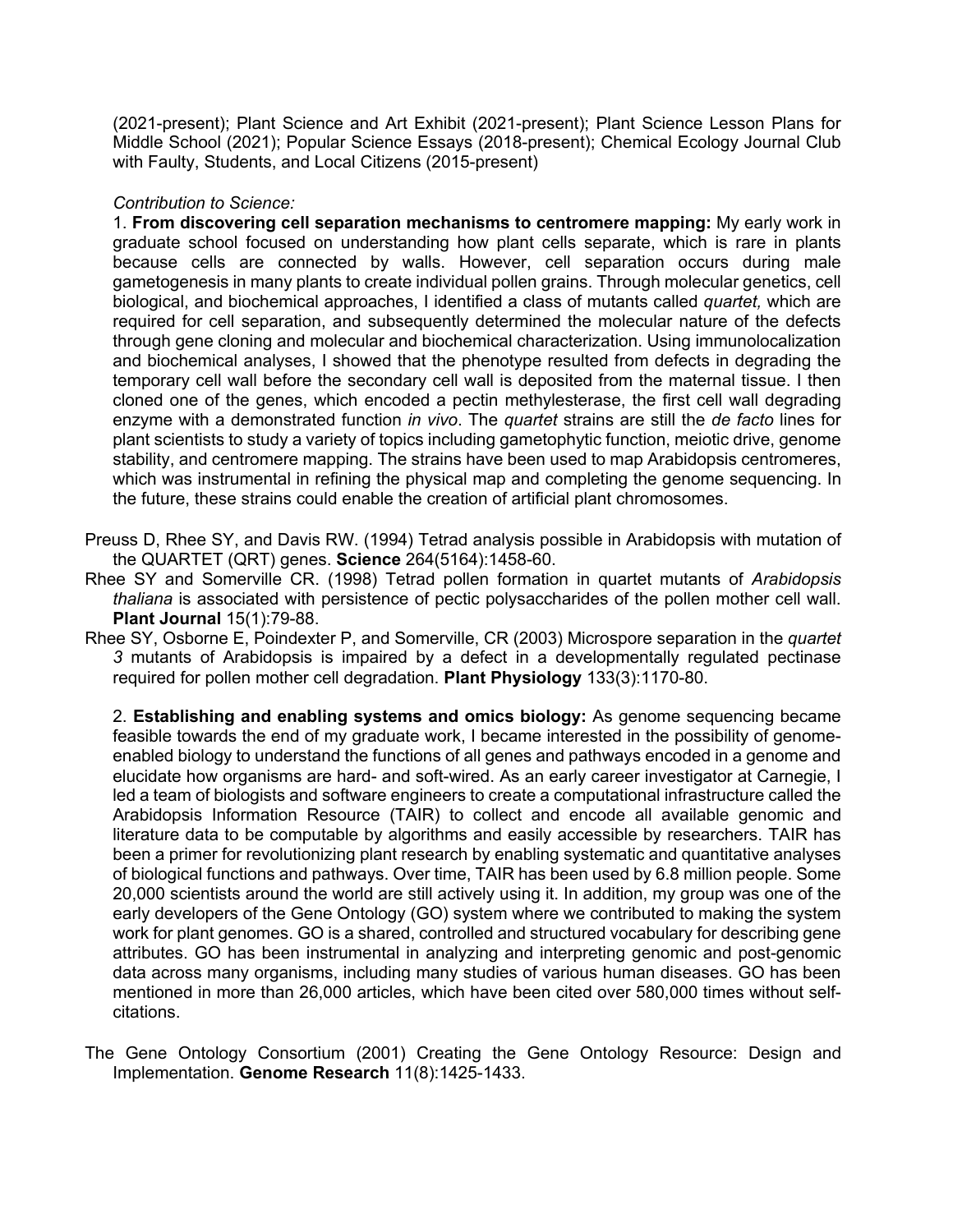(2021-present); Plant Science and Art Exhibit (2021-present); Plant Science Lesson Plans for Middle School (2021); Popular Science Essays (2018-present); Chemical Ecology Journal Club with Faulty, Students, and Local Citizens (2015-present)

*Contribution to Science:*

1. **From discovering cell separation mechanisms to centromere mapping:** My early work in graduate school focused on understanding how plant cells separate, which is rare in plants because cells are connected by walls. However, cell separation occurs during male gametogenesis in many plants to create individual pollen grains. Through molecular genetics, cell biological, and biochemical approaches, I identified a class of mutants called *quartet,* which are required for cell separation, and subsequently determined the molecular nature of the defects through gene cloning and molecular and biochemical characterization. Using immunolocalization and biochemical analyses, I showed that the phenotype resulted from defects in degrading the temporary cell wall before the secondary cell wall is deposited from the maternal tissue. I then cloned one of the genes, which encoded a pectin methylesterase, the first cell wall degrading enzyme with a demonstrated function *in vivo*. The *quartet* strains are still the *de facto* lines for plant scientists to study a variety of topics including gametophytic function, meiotic drive, genome stability, and centromere mapping. The strains have been used to map Arabidopsis centromeres, which was instrumental in refining the physical map and completing the genome sequencing. In the future, these strains could enable the creation of artificial plant chromosomes.

Preuss D, Rhee SY, and Davis RW. (1994) Tetrad analysis possible in Arabidopsis with mutation of the QUARTET (QRT) genes. **Science** 264(5164):1458-60.

Rhee SY and Somerville CR. (1998) Tetrad pollen formation in quartet mutants of *Arabidopsis thaliana* is associated with persistence of pectic polysaccharides of the pollen mother cell wall. **Plant Journal** 15(1):79-88.

Rhee SY, Osborne E, Poindexter P, and Somerville, CR (2003) Microspore separation in the *quartet 3* mutants of Arabidopsis is impaired by a defect in a developmentally regulated pectinase required for pollen mother cell degradation. **Plant Physiology** 133(3):1170-80.

2. **Establishing and enabling systems and omics biology:** As genome sequencing became feasible towards the end of my graduate work, I became interested in the possibility of genome-enabled biology to understand the functions of all genes and pathways encoded in a genome and elucidate how organisms are hard- and soft-wired. As an early career investigator at Carnegie, I led a team of biologists and software engineers to create a computational infrastructure called the Arabidopsis Information Resource (TAIR) to collect and encode all available genomic and literature data to be computable by algorithms and easily accessible by researchers. TAIR has been a primer for revolutionizing plant research by enabling systematic and quantitative analyses of biological functions and pathways. Over time, TAIR has been used by 6.8 million people. Some 20,000 scientists around the world are still actively using it. In addition, my group was one of the early developers of the Gene Ontology (GO) system where we contributed to making the system work for plant genomes. GO is a shared, controlled and structured vocabulary for describing gene attributes. GO has been instrumental in analyzing and interpreting genomic and post-genomic data across many organisms, including many studies of various human diseases. GO has been mentioned in more than 26,000 articles, which have been cited over 580,000 times without self-citations.

The Gene Ontology Consortium (2001) Creating the Gene Ontology Resource: Design and Implementation. **Genome Research** 11(8):1425-1433.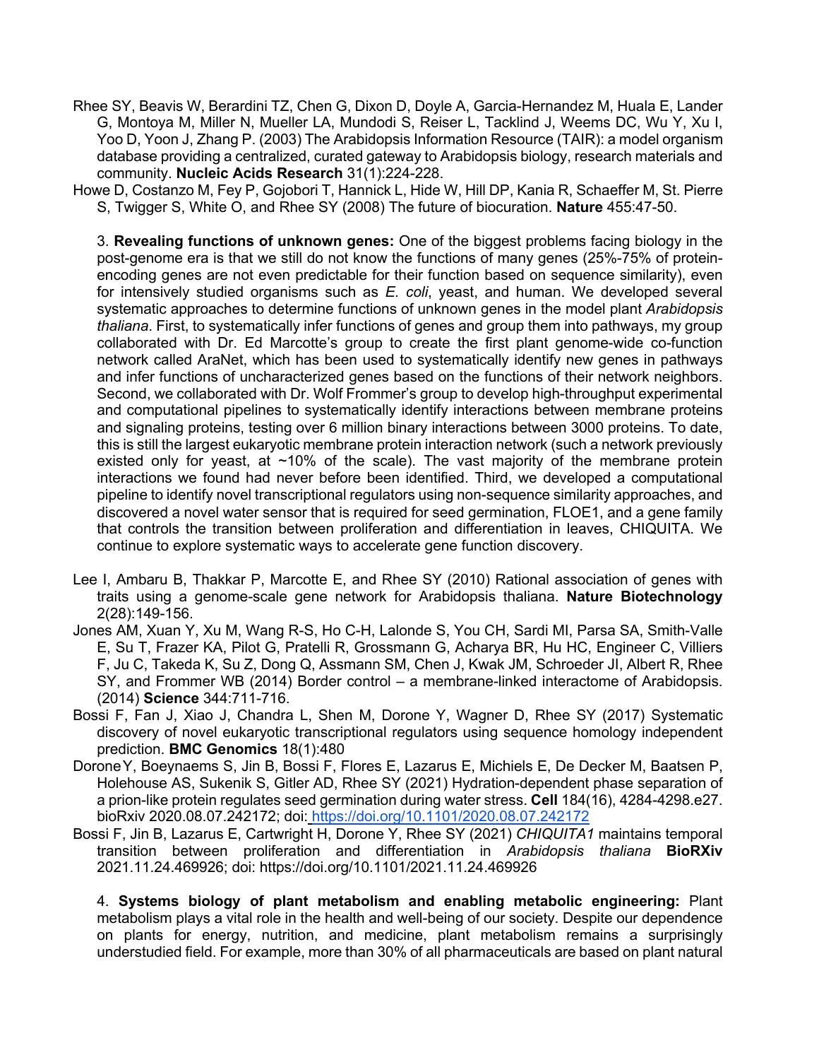Rhee SY, Beavis W, Berardini TZ, Chen G, Dixon D, Doyle A, Garcia-Hernandez M, Huala E, Lander G, Montoya M, Miller N, Mueller LA, Mundodi S, Reiser L, Tacklind J, Weems DC, Wu Y, Xu I, Yoo D, Yoon J, Zhang P. (2003) The Arabidopsis Information Resource (TAIR): a model organism database providing a centralized, curated gateway to Arabidopsis biology, research materials and community. **Nucleic Acids Research** 31(1):224-228.

Howe D, Costanzo M, Fey P, Gojobori T, Hannick L, Hide W, Hill DP, Kania R, Schaeffer M, St. Pierre S, Twigger S, White O, and Rhee SY (2008) The future of biocuration. **Nature** 455:47-50.

3. **Revealing functions of unknown genes:** One of the biggest problems facing biology in the post-genome era is that we still do not know the functions of many genes (25%-75% of protein-encoding genes are not even predictable for their function based on sequence similarity), even for intensively studied organisms such as *E. coli*, yeast, and human. We developed several systematic approaches to determine functions of unknown genes in the model plant *Arabidopsis thaliana*. First, to systematically infer functions of genes and group them into pathways, my group collaborated with Dr. Ed Marcotte's group to create the first plant genome-wide co-function network called AraNet, which has been used to systematically identify new genes in pathways and infer functions of uncharacterized genes based on the functions of their network neighbors. Second, we collaborated with Dr. Wolf Frommer's group to develop high-throughput experimental and computational pipelines to systematically identify interactions between membrane proteins and signaling proteins, testing over 6 million binary interactions between 3000 proteins. To date, this is still the largest eukaryotic membrane protein interaction network (such a network previously existed only for yeast, at ~10% of the scale). The vast majority of the membrane protein interactions we found had never before been identified. Third, we developed a computational pipeline to identify novel transcriptional regulators using non-sequence similarity approaches, and discovered a novel water sensor that is required for seed germination, FLOE1, and a gene family that controls the transition between proliferation and differentiation in leaves, CHIQUITA. We continue to explore systematic ways to accelerate gene function discovery.

Lee I, Ambaru B, Thakkar P, Marcotte E, and Rhee SY (2010) Rational association of genes with traits using a genome-scale gene network for Arabidopsis thaliana. **Nature Biotechnology** 2(28):149-156.

Jones AM, Xuan Y, Xu M, Wang R-S, Ho C-H, Lalonde S, You CH, Sardi MI, Parsa SA, Smith-Valle E, Su T, Frazer KA, Pilot G, Pratelli R, Grossmann G, Acharya BR, Hu HC, Engineer C, Villiers F, Ju C, Takeda K, Su Z, Dong Q, Assmann SM, Chen J, Kwak JM, Schroeder JI, Albert R, Rhee SY, and Frommer WB (2014) Border control – a membrane-linked interactome of Arabidopsis. (2014) **Science** 344:711-716.

Bossi F, Fan J, Xiao J, Chandra L, Shen M, Dorone Y, Wagner D, Rhee SY (2017) Systematic discovery of novel eukaryotic transcriptional regulators using sequence homology independent prediction. **BMC Genomics** 18(1):480

Dorone Y, Boeynaems S, Jin B, Bossi F, Flores E, Lazarus E, Michiels E, De Decker M, Baatsen P, Holehouse AS, Sukenik S, Gitler AD, Rhee SY (2021) Hydration-dependent phase separation of a prion-like protein regulates seed germination during water stress. **Cell** 184(16), 4284-4298.e27. bioRxiv 2020.08.07.242172; doi: https://doi.org/10.1101/2020.08.07.242172

Bossi F, Jin B, Lazarus E, Cartwright H, Dorone Y, Rhee SY (2021) *CHIQUITA1* maintains temporal transition between proliferation and differentiation in *Arabidopsis thaliana* **BioRXiv** 2021.11.24.469926; doi: https://doi.org/10.1101/2021.11.24.469926

4. **Systems biology of plant metabolism and enabling metabolic engineering:** Plant metabolism plays a vital role in the health and well-being of our society. Despite our dependence on plants for energy, nutrition, and medicine, plant metabolism remains a surprisingly understudied field. For example, more than 30% of all pharmaceuticals are based on plant natural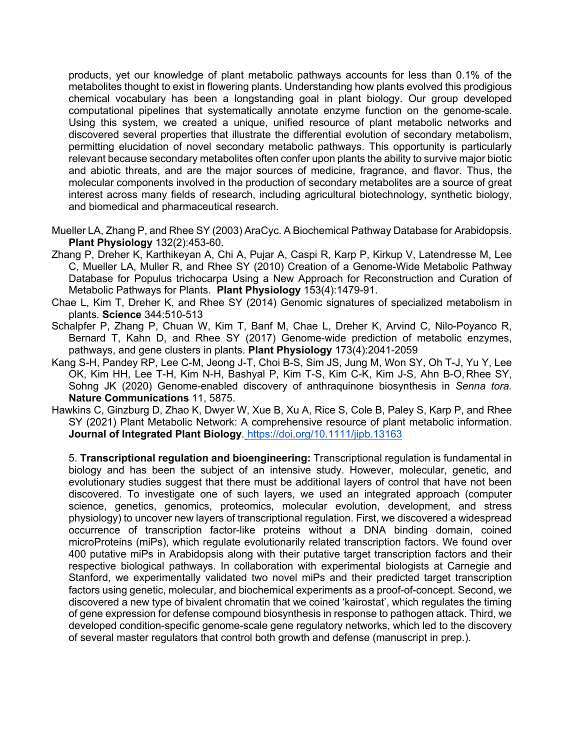products, yet our knowledge of plant metabolic pathways accounts for less than 0.1% of the metabolites thought to exist in flowering plants. Understanding how plants evolved this prodigious chemical vocabulary has been a longstanding goal in plant biology. Our group developed computational pipelines that systematically annotate enzyme function on the genome-scale. Using this system, we created a unique, unified resource of plant metabolic networks and discovered several properties that illustrate the differential evolution of secondary metabolism, permitting elucidation of novel secondary metabolic pathways. This opportunity is particularly relevant because secondary metabolites often confer upon plants the ability to survive major biotic and abiotic threats, and are the major sources of medicine, fragrance, and flavor. Thus, the molecular components involved in the production of secondary metabolites are a source of great interest across many fields of research, including agricultural biotechnology, synthetic biology, and biomedical and pharmaceutical research.

Mueller LA, Zhang P, and Rhee SY (2003) AraCyc. A Biochemical Pathway Database for Arabidopsis. **Plant Physiology** 132(2):453-60.

Zhang P, Dreher K, Karthikeyan A, Chi A, Pujar A, Caspi R, Karp P, Kirkup V, Latendresse M, Lee C, Mueller LA, Muller R, and Rhee SY (2010) Creation of a Genome-Wide Metabolic Pathway Database for Populus trichocarpa Using a New Approach for Reconstruction and Curation of Metabolic Pathways for Plants. **Plant Physiology** 153(4):1479-91.

Chae L, Kim T, Dreher K, and Rhee SY (2014) Genomic signatures of specialized metabolism in plants. **Science** 344:510-513

Schalpfer P, Zhang P, Chuan W, Kim T, Banf M, Chae L, Dreher K, Arvind C, Nilo-Poyanco R, Bernard T, Kahn D, and Rhee SY (2017) Genome-wide prediction of metabolic enzymes, pathways, and gene clusters in plants. **Plant Physiology** 173(4):2041-2059

Kang S-H, Pandey RP, Lee C-M, Jeong J-T, Choi B-S, Sim JS, Jung M, Won SY, Oh T-J, Yu Y, Lee OK, Kim HH, Lee T-H, Kim N-H, Bashyal P, Kim T-S, Kim C-K, Kim J-S, Ahn B-O, Rhee SY, Sohng JK (2020) Genome-enabled discovery of anthraquinone biosynthesis in *Senna tora.* **Nature Communications** 11, 5875.

Hawkins C, Ginzburg D, Zhao K, Dwyer W, Xue B, Xu A, Rice S, Cole B, Paley S, Karp P, and Rhee SY (2021) Plant Metabolic Network: A comprehensive resource of plant metabolic information. ***Journal of Integrated Plant Biology*.** https://doi.org/10.1111/jipb.13163

5. **Transcriptional regulation and bioengineering:** Transcriptional regulation is fundamental in biology and has been the subject of an intensive study. However, molecular, genetic, and evolutionary studies suggest that there must be additional layers of control that have not been discovered. To investigate one of such layers, we used an integrated approach (computer science, genetics, genomics, proteomics, molecular evolution, development, and stress physiology) to uncover new layers of transcriptional regulation. First, we discovered a widespread occurrence of transcription factor-like proteins without a DNA binding domain, coined microProteins (miPs), which regulate evolutionarily related transcription factors. We found over 400 putative miPs in Arabidopsis along with their putative target transcription factors and their respective biological pathways. In collaboration with experimental biologists at Carnegie and Stanford, we experimentally validated two novel miPs and their predicted target transcription factors using genetic, molecular, and biochemical experiments as a proof-of-concept. Second, we discovered a new type of bivalent chromatin that we coined 'kairostat', which regulates the timing of gene expression for defense compound biosynthesis in response to pathogen attack. Third, we developed condition-specific genome-scale gene regulatory networks, which led to the discovery of several master regulators that control both growth and defense (manuscript in prep.).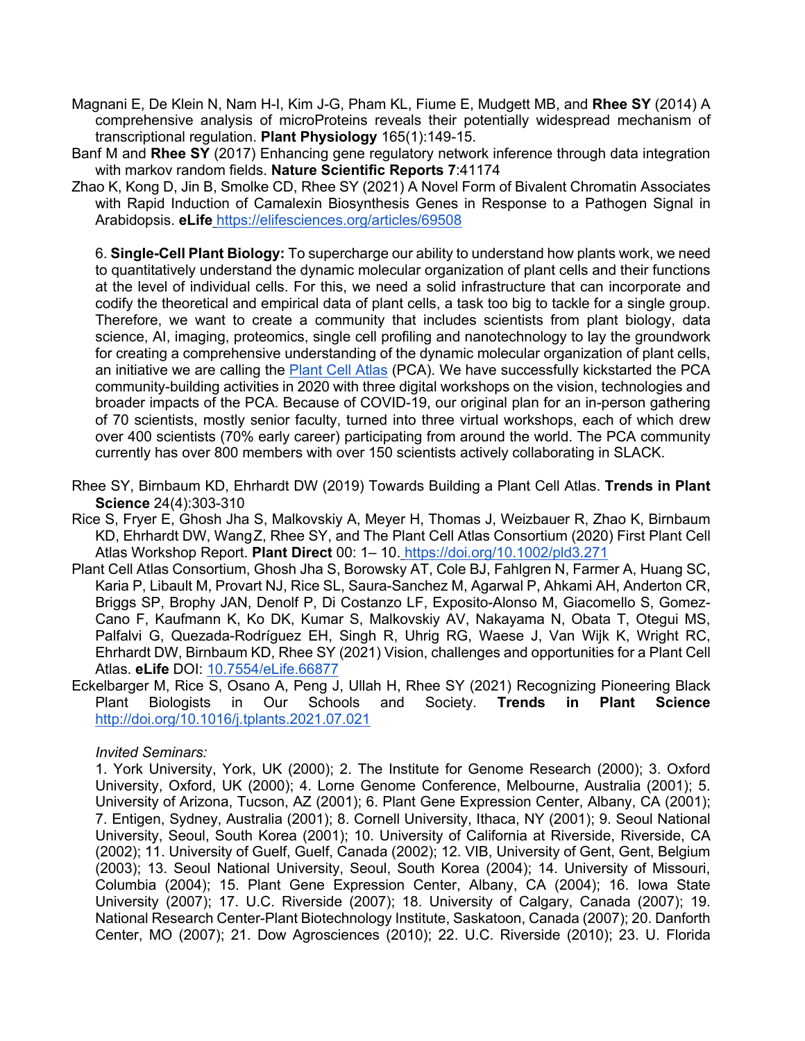Magnani E, De Klein N, Nam H-I, Kim J-G, Pham KL, Fiume E, Mudgett MB, and **Rhee SY** (2014) A comprehensive analysis of microProteins reveals their potentially widespread mechanism of transcriptional regulation. **Plant Physiology** 165(1):149-15.

Banf M and **Rhee SY** (2017) Enhancing gene regulatory network inference through data integration with markov random fields. **Nature Scientific Reports 7**:41174

Zhao K, Kong D, Jin B, Smolke CD, Rhee SY (2021) A Novel Form of Bivalent Chromatin Associates with Rapid Induction of Camalexin Biosynthesis Genes in Response to a Pathogen Signal in Arabidopsis. **eLife** [https://elifesciences.org/articles/69508](https://elifesciences.org/articles/69508)

6. **Single-Cell Plant Biology:** To supercharge our ability to understand how plants work, we need to quantitatively understand the dynamic molecular organization of plant cells and their functions at the level of individual cells. For this, we need a solid infrastructure that can incorporate and codify the theoretical and empirical data of plant cells, a task too big to tackle for a single group. Therefore, we want to create a community that includes scientists from plant biology, data science, AI, imaging, proteomics, single cell profiling and nanotechnology to lay the groundwork for creating a comprehensive understanding of the dynamic molecular organization of plant cells, an initiative we are calling the Plant Cell Atlas (PCA). We have successfully kickstarted the PCA community-building activities in 2020 with three digital workshops on the vision, technologies and broader impacts of the PCA. Because of COVID-19, our original plan for an in-person gathering of 70 scientists, mostly senior faculty, turned into three virtual workshops, each of which drew over 400 scientists (70% early career) participating from around the world. The PCA community currently has over 800 members with over 150 scientists actively collaborating in SLACK.

Rhee SY, Birnbaum KD, Ehrhardt DW (2019) Towards Building a Plant Cell Atlas. **Trends in Plant Science** 24(4):303-310

Rice S, Fryer E, Ghosh Jha S, Malkovskiy A, Meyer H, Thomas J, Weizbauer R, Zhao K, Birnbaum KD, Ehrhardt DW, Wang Z, Rhee SY, and The Plant Cell Atlas Consortium (2020) First Plant Cell Atlas Workshop Report. **Plant Direct** 00: 1– 10. [https://doi.org/10.1002/pld3.271](https://doi.org/10.1002/pld3.271)

Plant Cell Atlas Consortium, Ghosh Jha S, Borowsky AT, Cole BJ, Fahlgren N, Farmer A, Huang SC, Karia P, Libault M, Provart NJ, Rice SL, Saura-Sanchez M, Agarwal P, Ahkami AH, Anderton CR, Briggs SP, Brophy JAN, Denolf P, Di Costanzo LF, Exposito-Alonso M, Giacomello S, Gomez-Cano F, Kaufmann K, Ko DK, Kumar S, Malkovskiy AV, Nakayama N, Obata T, Otegui MS, Palfalvi G, Quezada-Rodríguez EH, Singh R, Uhrig RG, Waese J, Van Wijk K, Wright RC, Ehrhardt DW, Birnbaum KD, Rhee SY (2021) Vision, challenges and opportunities for a Plant Cell Atlas. **eLife** DOI: 10.7554/eLife.66877

Eckelbarger M, Rice S, Osano A, Peng J, Ullah H, Rhee SY (2021) Recognizing Pioneering Black Plant Biologists in Our Schools and Society. **Trends in Plant Science** [http://doi.org/10.1016/j.tplants.2021.07.021](http://doi.org/10.1016/j.tplants.2021.07.021)

*Invited Seminars:*

1. York University, York, UK (2000); 2. The Institute for Genome Research (2000); 3. Oxford University, Oxford, UK (2000); 4. Lorne Genome Conference, Melbourne, Australia (2001); 5. University of Arizona, Tucson, AZ (2001); 6. Plant Gene Expression Center, Albany, CA (2001); 7. Entigen, Sydney, Australia (2001); 8. Cornell University, Ithaca, NY (2001); 9. Seoul National University, Seoul, South Korea (2001); 10. University of California at Riverside, Riverside, CA (2002); 11. University of Guelf, Guelf, Canada (2002); 12. VIB, University of Gent, Gent, Belgium (2003); 13. Seoul National University, Seoul, South Korea (2004); 14. University of Missouri, Columbia (2004); 15. Plant Gene Expression Center, Albany, CA (2004); 16. Iowa State University (2007); 17. U.C. Riverside (2007); 18. University of Calgary, Canada (2007); 19. National Research Center-Plant Biotechnology Institute, Saskatoon, Canada (2007); 20. Danforth Center, MO (2007); 21. Dow Agrosciences (2010); 22. U.C. Riverside (2010); 23. U. Florida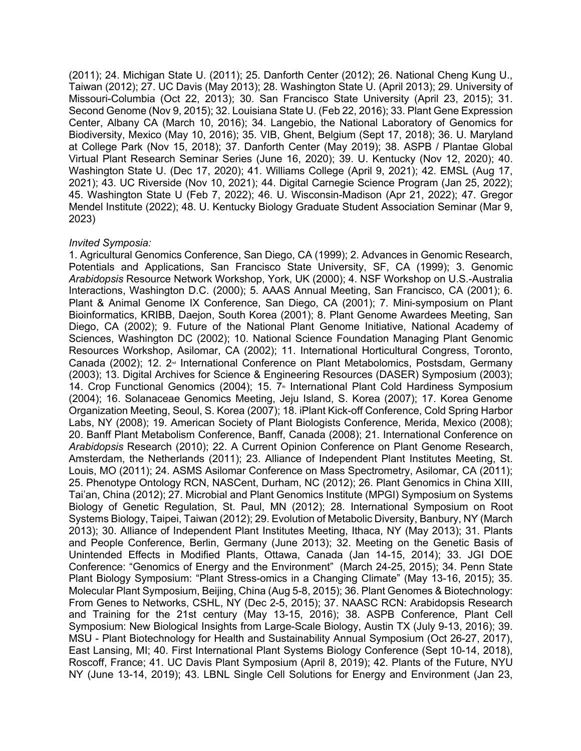(2011); 24. Michigan State U. (2011); 25. Danforth Center (2012); 26. National Cheng Kung U., Taiwan (2012); 27. UC Davis (May 2013); 28. Washington State U. (April 2013); 29. University of Missouri-Columbia (Oct 22, 2013); 30. San Francisco State University (April 23, 2015); 31. Second Genome (Nov 9, 2015); 32. Louisiana State U. (Feb 22, 2016); 33. Plant Gene Expression Center, Albany CA (March 10, 2016); 34. Langebio, the National Laboratory of Genomics for Biodiversity, Mexico (May 10, 2016); 35. VIB, Ghent, Belgium (Sept 17, 2018); 36. U. Maryland at College Park (Nov 15, 2018); 37. Danforth Center (May 2019); 38. ASPB / Plantae Global Virtual Plant Research Seminar Series (June 16, 2020); 39. U. Kentucky (Nov 12, 2020); 40. Washington State U. (Dec 17, 2020); 41. Williams College (April 9, 2021); 42. EMSL (Aug 17, 2021); 43. UC Riverside (Nov 10, 2021); 44. Digital Carnegie Science Program (Jan 25, 2022); 45. Washington State U (Feb 7, 2022); 46. U. Wisconsin-Madison (Apr 21, 2022); 47. Gregor Mendel Institute (2022); 48. U. Kentucky Biology Graduate Student Association Seminar (Mar 9, 2023)

*Invited Symposia:*

1. Agricultural Genomics Conference, San Diego, CA (1999); 2. Advances in Genomic Research, Potentials and Applications, San Francisco State University, SF, CA (1999); 3. Genomic *Arabidopsis* Resource Network Workshop, York, UK (2000); 4. NSF Workshop on U.S.-Australia Interactions, Washington D.C. (2000); 5. AAAS Annual Meeting, San Francisco, CA (2001); 6. Plant & Animal Genome IX Conference, San Diego, CA (2001); 7. Mini-symposium on Plant Bioinformatics, KRIBB, Daejon, South Korea (2001); 8. Plant Genome Awardees Meeting, San Diego, CA (2002); 9. Future of the National Plant Genome Initiative, National Academy of Sciences, Washington DC (2002); 10. National Science Foundation Managing Plant Genomic Resources Workshop, Asilomar, CA (2002); 11. International Horticultural Congress, Toronto, Canada (2002); 12. 2nd International Conference on Plant Metabolomics, Postsdam, Germany (2003); 13. Digital Archives for Science & Engineering Resources (DASER) Symposium (2003); 14. Crop Functional Genomics (2004); 15. 7th International Plant Cold Hardiness Symposium (2004); 16. Solanaceae Genomics Meeting, Jeju Island, S. Korea (2007); 17. Korea Genome Organization Meeting, Seoul, S. Korea (2007); 18. iPlant Kick-off Conference, Cold Spring Harbor Labs, NY (2008); 19. American Society of Plant Biologists Conference, Merida, Mexico (2008); 20. Banff Plant Metabolism Conference, Banff, Canada (2008); 21. International Conference on *Arabidopsis* Research (2010); 22. A Current Opinion Conference on Plant Genome Research, Amsterdam, the Netherlands (2011); 23. Alliance of Independent Plant Institutes Meeting, St. Louis, MO (2011); 24. ASMS Asilomar Conference on Mass Spectrometry, Asilomar, CA (2011); 25. Phenotype Ontology RCN, NASCent, Durham, NC (2012); 26. Plant Genomics in China XIII, Tai'an, China (2012); 27. Microbial and Plant Genomics Institute (MPGI) Symposium on Systems Biology of Genetic Regulation, St. Paul, MN (2012); 28. International Symposium on Root Systems Biology, Taipei, Taiwan (2012); 29. Evolution of Metabolic Diversity, Banbury, NY (March 2013); 30. Alliance of Independent Plant Institutes Meeting, Ithaca, NY (May 2013); 31. Plants and People Conference, Berlin, Germany (June 2013); 32. Meeting on the Genetic Basis of Unintended Effects in Modified Plants, Ottawa, Canada (Jan 14-15, 2014); 33. JGI DOE Conference: "Genomics of Energy and the Environment" (March 24-25, 2015); 34. Penn State Plant Biology Symposium: "Plant Stress-omics in a Changing Climate" (May 13-16, 2015); 35. Molecular Plant Symposium, Beijing, China (Aug 5-8, 2015); 36. Plant Genomes & Biotechnology: From Genes to Networks, CSHL, NY (Dec 2-5, 2015); 37. NAASC RCN: Arabidopsis Research and Training for the 21st century (May 13-15, 2016); 38. ASPB Conference, Plant Cell Symposium: New Biological Insights from Large-Scale Biology, Austin TX (July 9-13, 2016); 39. MSU - Plant Biotechnology for Health and Sustainability Annual Symposium (Oct 26-27, 2017), East Lansing, MI; 40. First International Plant Systems Biology Conference (Sept 10-14, 2018), Roscoff, France; 41. UC Davis Plant Symposium (April 8, 2019); 42. Plants of the Future, NYU NY (June 13-14, 2019); 43. LBNL Single Cell Solutions for Energy and Environment (Jan 23,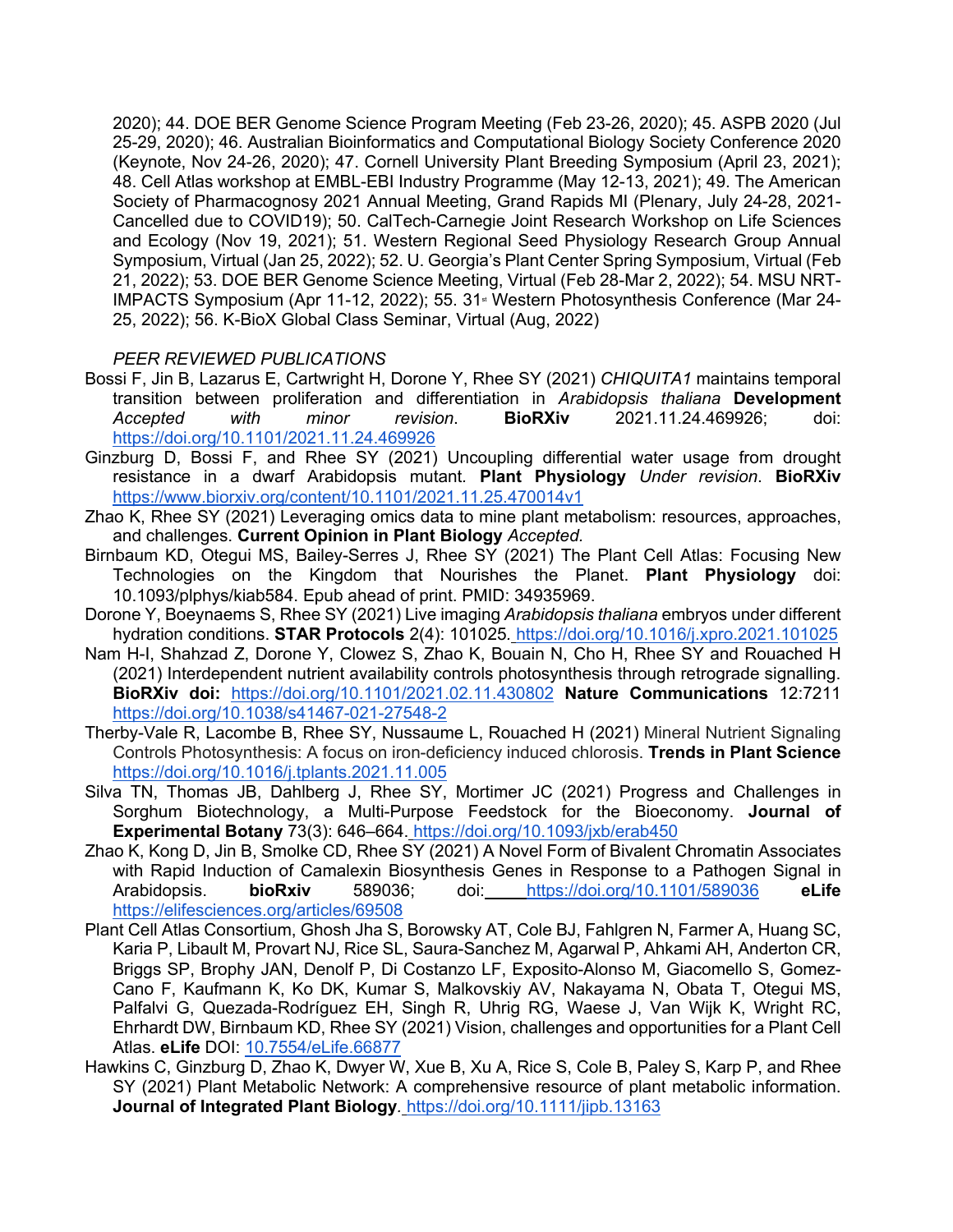2020); 44. DOE BER Genome Science Program Meeting (Feb 23-26, 2020); 45. ASPB 2020 (Jul 25-29, 2020); 46. Australian Bioinformatics and Computational Biology Society Conference 2020 (Keynote, Nov 24-26, 2020); 47. Cornell University Plant Breeding Symposium (April 23, 2021); 48. Cell Atlas workshop at EMBL-EBI Industry Programme (May 12-13, 2021); 49. The American Society of Pharmacognosy 2021 Annual Meeting, Grand Rapids MI (Plenary, July 24-28, 2021-Cancelled due to COVID19); 50. CalTech-Carnegie Joint Research Workshop on Life Sciences and Ecology (Nov 19, 2021); 51. Western Regional Seed Physiology Research Group Annual Symposium, Virtual (Jan 25, 2022); 52. U. Georgia's Plant Center Spring Symposium, Virtual (Feb 21, 2022); 53. DOE BER Genome Science Meeting, Virtual (Feb 28-Mar 2, 2022); 54. MSU NRT-IMPACTS Symposium (Apr 11-12, 2022); 55. 31st Western Photosynthesis Conference (Mar 24-25, 2022); 56. K-BioX Global Class Seminar, Virtual (Aug, 2022)

*PEER REVIEWED PUBLICATIONS*

Bossi F, Jin B, Lazarus E, Cartwright H, Dorone Y, Rhee SY (2021) *CHIQUITA1* maintains temporal transition between proliferation and differentiation in *Arabidopsis thaliana* **Development** *Accepted with minor revision*. **BioRXiv** 2021.11.24.469926; doi: https://doi.org/10.1101/2021.11.24.469926

Ginzburg D, Bossi F, and Rhee SY (2021) Uncoupling differential water usage from drought resistance in a dwarf Arabidopsis mutant. **Plant Physiology** *Under revision*. **BioRXiv** https://www.biorxiv.org/content/10.1101/2021.11.25.470014v1

Zhao K, Rhee SY (2021) Leveraging omics data to mine plant metabolism: resources, approaches, and challenges. **Current Opinion in Plant Biology** *Accepted.*

Birnbaum KD, Otegui MS, Bailey-Serres J, Rhee SY (2021) The Plant Cell Atlas: Focusing New Technologies on the Kingdom that Nourishes the Planet. **Plant Physiology** doi: 10.1093/plphys/kiab584. Epub ahead of print. PMID: 34935969.

Dorone Y, Boeynaems S, Rhee SY (2021) Live imaging *Arabidopsis thaliana* embryos under different hydration conditions. **STAR Protocols** 2(4): 101025. https://doi.org/10.1016/j.xpro.2021.101025

Nam H-I, Shahzad Z, Dorone Y, Clowez S, Zhao K, Bouain N, Cho H, Rhee SY and Rouached H (2021) Interdependent nutrient availability controls photosynthesis through retrograde signalling. **BioRXiv doi:** https://doi.org/10.1101/2021.02.11.430802 **Nature Communications** 12:7211 https://doi.org/10.1038/s41467-021-27548-2

Therby-Vale R, Lacombe B, Rhee SY, Nussaume L, Rouached H (2021) Mineral Nutrient Signaling Controls Photosynthesis: A focus on iron-deficiency induced chlorosis. **Trends in Plant Science** https://doi.org/10.1016/j.tplants.2021.11.005

Silva TN, Thomas JB, Dahlberg J, Rhee SY, Mortimer JC (2021) Progress and Challenges in Sorghum Biotechnology, a Multi-Purpose Feedstock for the Bioeconomy. **Journal of Experimental Botany** 73(3): 646–664. https://doi.org/10.1093/jxb/erab450

Zhao K, Kong D, Jin B, Smolke CD, Rhee SY (2021) A Novel Form of Bivalent Chromatin Associates with Rapid Induction of Camalexin Biosynthesis Genes in Response to a Pathogen Signal in Arabidopsis. **bioRxiv** 589036; doi: https://doi.org/10.1101/589036 **eLife** https://elifesciences.org/articles/69508

Plant Cell Atlas Consortium, Ghosh Jha S, Borowsky AT, Cole BJ, Fahlgren N, Farmer A, Huang SC, Karia P, Libault M, Provart NJ, Rice SL, Saura-Sanchez M, Agarwal P, Ahkami AH, Anderton CR, Briggs SP, Brophy JAN, Denolf P, Di Costanzo LF, Exposito-Alonso M, Giacomello S, Gomez-Cano F, Kaufmann K, Ko DK, Kumar S, Malkovskiy AV, Nakayama N, Obata T, Otegui MS, Palfalvi G, Quezada-Rodríguez EH, Singh R, Uhrig RG, Waese J, Van Wijk K, Wright RC, Ehrhardt DW, Birnbaum KD, Rhee SY (2021) Vision, challenges and opportunities for a Plant Cell Atlas. **eLife** DOI: 10.7554/eLife.66877

Hawkins C, Ginzburg D, Zhao K, Dwyer W, Xue B, Xu A, Rice S, Cole B, Paley S, Karp P, and Rhee SY (2021) Plant Metabolic Network: A comprehensive resource of plant metabolic information. **Journal of Integrated Plant Biology**. https://doi.org/10.1111/jipb.13163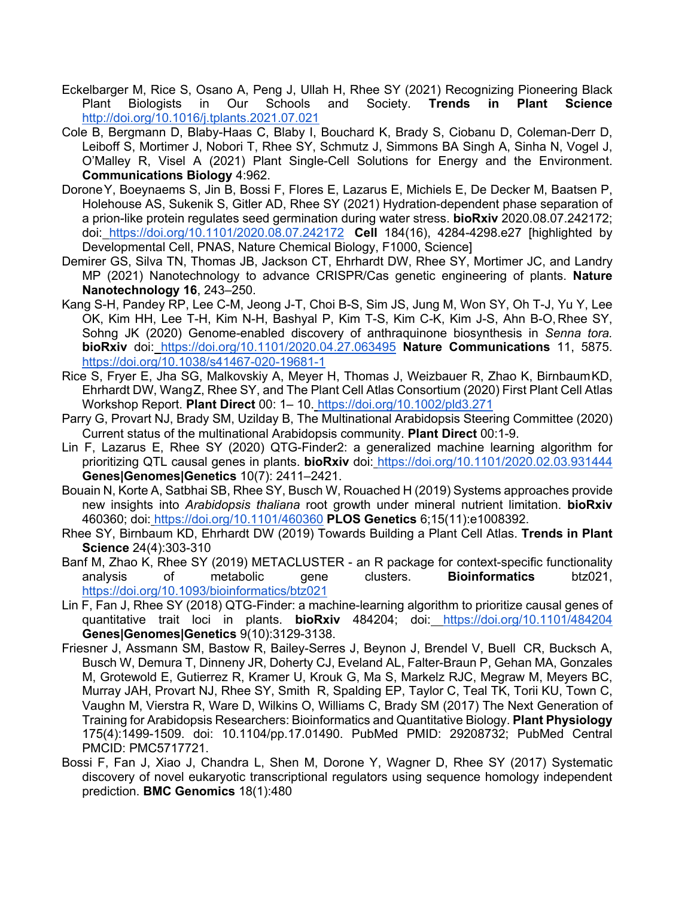Eckelbarger M, Rice S, Osano A, Peng J, Ullah H, Rhee SY (2021) Recognizing Pioneering Black Plant Biologists in Our Schools and Society. **Trends in Plant Science** http://doi.org/10.1016/j.tplants.2021.07.021

Cole B, Bergmann D, Blaby-Haas C, Blaby I, Bouchard K, Brady S, Ciobanu D, Coleman-Derr D, Leiboff S, Mortimer J, Nobori T, Rhee SY, Schmutz J, Simmons BA Singh A, Sinha N, Vogel J, O'Malley R, Visel A (2021) Plant Single-Cell Solutions for Energy and the Environment. **Communications Biology** 4:962.

Dorone Y, Boeynaems S, Jin B, Bossi F, Flores E, Lazarus E, Michiels E, De Decker M, Baatsen P, Holehouse AS, Sukenik S, Gitler AD, Rhee SY (2021) Hydration-dependent phase separation of a prion-like protein regulates seed germination during water stress. **bioRxiv** 2020.08.07.242172; doi: https://doi.org/10.1101/2020.08.07.242172 **Cell** 184(16), 4284-4298.e27 [highlighted by Developmental Cell, PNAS, Nature Chemical Biology, F1000, Science]

Demirer GS, Silva TN, Thomas JB, Jackson CT, Ehrhardt DW, Rhee SY, Mortimer JC, and Landry MP (2021) Nanotechnology to advance CRISPR/Cas genetic engineering of plants. **Nature Nanotechnology 16**, 243–250.

Kang S-H, Pandey RP, Lee C-M, Jeong J-T, Choi B-S, Sim JS, Jung M, Won SY, Oh T-J, Yu Y, Lee OK, Kim HH, Lee T-H, Kim N-H, Bashyal P, Kim T-S, Kim C-K, Kim J-S, Ahn B-O, Rhee SY, Sohng JK (2020) Genome-enabled discovery of anthraquinone biosynthesis in *Senna tora.* **bioRxiv** doi: https://doi.org/10.1101/2020.04.27.063495 **Nature Communications** 11, 5875. https://doi.org/10.1038/s41467-020-19681-1

Rice S, Fryer E, Jha SG, Malkovskiy A, Meyer H, Thomas J, Weizbauer R, Zhao K, Birnbaum KD, Ehrhardt DW, Wang Z, Rhee SY, and The Plant Cell Atlas Consortium (2020) First Plant Cell Atlas Workshop Report. **Plant Direct** 00: 1– 10. https://doi.org/10.1002/pld3.271

Parry G, Provart NJ, Brady SM, Uzilday B, The Multinational Arabidopsis Steering Committee (2020) Current status of the multinational Arabidopsis community. **Plant Direct** 00:1-9.

Lin F, Lazarus E, Rhee SY (2020) QTG-Finder2: a generalized machine learning algorithm for prioritizing QTL causal genes in plants. **bioRxiv** doi: https://doi.org/10.1101/2020.02.03.931444 **Genes|Genomes|Genetics** 10(7): 2411–2421.

Bouain N, Korte A, Satbhai SB, Rhee SY, Busch W, Rouached H (2019) Systems approaches provide new insights into *Arabidopsis thaliana* root growth under mineral nutrient limitation. **bioRxiv** 460360; doi: https://doi.org/10.1101/460360 **PLOS Genetics** 6;15(11):e1008392.

Rhee SY, Birnbaum KD, Ehrhardt DW (2019) Towards Building a Plant Cell Atlas. **Trends in Plant Science** 24(4):303-310

Banf M, Zhao K, Rhee SY (2019) METACLUSTER - an R package for context-specific functionality analysis of metabolic gene clusters. **Bioinformatics** btz021, https://doi.org/10.1093/bioinformatics/btz021

Lin F, Fan J, Rhee SY (2018) QTG-Finder: a machine-learning algorithm to prioritize causal genes of quantitative trait loci in plants. **bioRxiv** 484204; doi: https://doi.org/10.1101/484204 **Genes|Genomes|Genetics** 9(10):3129-3138.

Friesner J, Assmann SM, Bastow R, Bailey-Serres J, Beynon J, Brendel V, Buell CR, Bucksch A, Busch W, Demura T, Dinneny JR, Doherty CJ, Eveland AL, Falter-Braun P, Gehan MA, Gonzales M, Grotewold E, Gutierrez R, Kramer U, Krouk G, Ma S, Markelz RJC, Megraw M, Meyers BC, Murray JAH, Provart NJ, Rhee SY, Smith R, Spalding EP, Taylor C, Teal TK, Torii KU, Town C, Vaughn M, Vierstra R, Ware D, Wilkins O, Williams C, Brady SM (2017) The Next Generation of Training for Arabidopsis Researchers: Bioinformatics and Quantitative Biology. **Plant Physiology** 175(4):1499-1509. doi: 10.1104/pp.17.01490. PubMed PMID: 29208732; PubMed Central PMCID: PMC5717721.

Bossi F, Fan J, Xiao J, Chandra L, Shen M, Dorone Y, Wagner D, Rhee SY (2017) Systematic discovery of novel eukaryotic transcriptional regulators using sequence homology independent prediction. **BMC Genomics** 18(1):480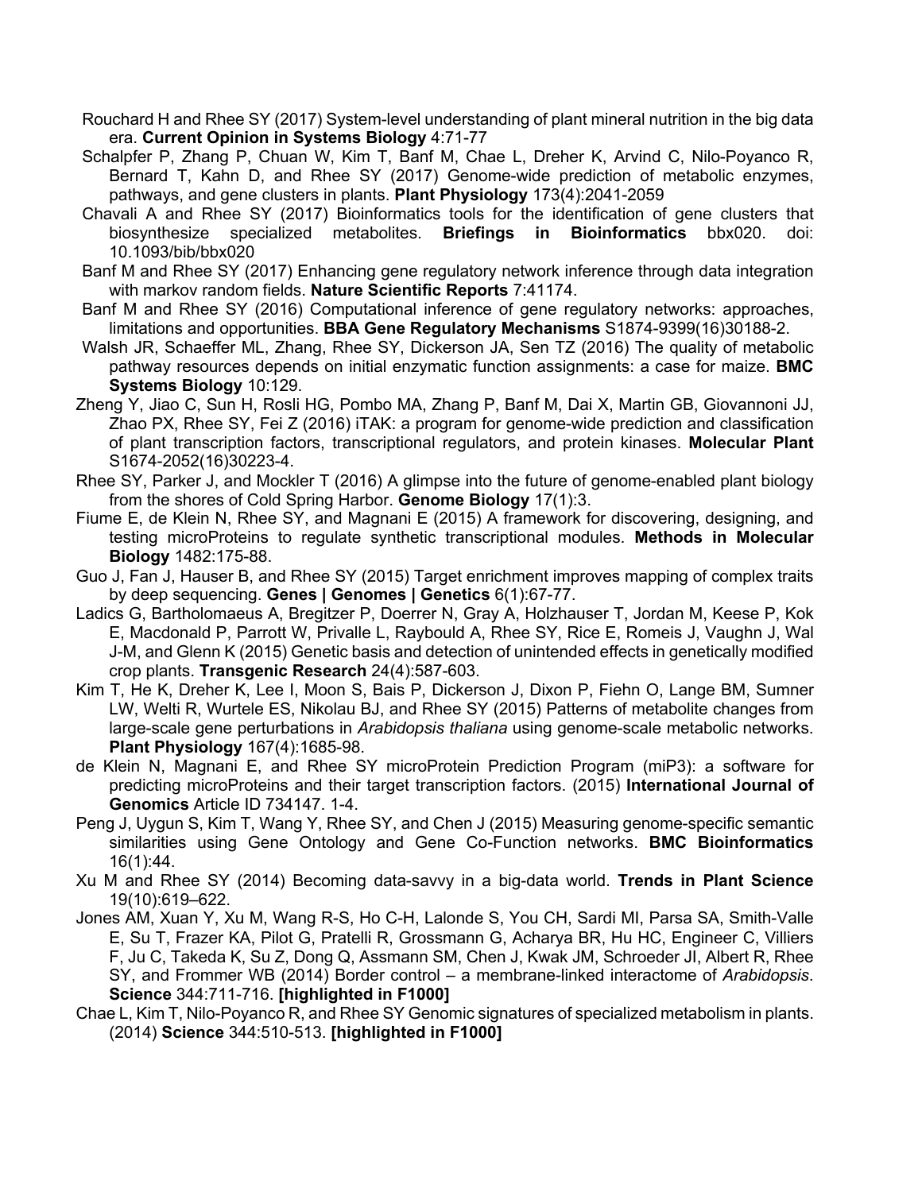Rouchard H and Rhee SY (2017) System-level understanding of plant mineral nutrition in the big data era. **Current Opinion in Systems Biology** 4:71-77

Schalpfer P, Zhang P, Chuan W, Kim T, Banf M, Chae L, Dreher K, Arvind C, Nilo-Poyanco R, Bernard T, Kahn D, and Rhee SY (2017) Genome-wide prediction of metabolic enzymes, pathways, and gene clusters in plants. **Plant Physiology** 173(4):2041-2059

Chavali A and Rhee SY (2017) Bioinformatics tools for the identification of gene clusters that biosynthesize specialized metabolites. **Briefings in Bioinformatics** bbx020. doi: 10.1093/bib/bbx020

Banf M and Rhee SY (2017) Enhancing gene regulatory network inference through data integration with markov random fields. **Nature Scientific Reports** 7:41174.

Banf M and Rhee SY (2016) Computational inference of gene regulatory networks: approaches, limitations and opportunities. **BBA Gene Regulatory Mechanisms** S1874-9399(16)30188-2.

Walsh JR, Schaeffer ML, Zhang, Rhee SY, Dickerson JA, Sen TZ (2016) The quality of metabolic pathway resources depends on initial enzymatic function assignments: a case for maize. **BMC Systems Biology** 10:129.

Zheng Y, Jiao C, Sun H, Rosli HG, Pombo MA, Zhang P, Banf M, Dai X, Martin GB, Giovannoni JJ, Zhao PX, Rhee SY, Fei Z (2016) iTAK: a program for genome-wide prediction and classification of plant transcription factors, transcriptional regulators, and protein kinases. **Molecular Plant** S1674-2052(16)30223-4.

Rhee SY, Parker J, and Mockler T (2016) A glimpse into the future of genome-enabled plant biology from the shores of Cold Spring Harbor. **Genome Biology** 17(1):3.

Fiume E, de Klein N, Rhee SY, and Magnani E (2015) A framework for discovering, designing, and testing microProteins to regulate synthetic transcriptional modules. **Methods in Molecular Biology** 1482:175-88.

Guo J, Fan J, Hauser B, and Rhee SY (2015) Target enrichment improves mapping of complex traits by deep sequencing. **Genes | Genomes | Genetics** 6(1):67-77.

Ladics G, Bartholomaeus A, Bregitzer P, Doerrer N, Gray A, Holzhauser T, Jordan M, Keese P, Kok E, Macdonald P, Parrott W, Privalle L, Raybould A, Rhee SY, Rice E, Romeis J, Vaughn J, Wal J-M, and Glenn K (2015) Genetic basis and detection of unintended effects in genetically modified crop plants. **Transgenic Research** 24(4):587-603.

Kim T, He K, Dreher K, Lee I, Moon S, Bais P, Dickerson J, Dixon P, Fiehn O, Lange BM, Sumner LW, Welti R, Wurtele ES, Nikolau BJ, and Rhee SY (2015) Patterns of metabolite changes from large-scale gene perturbations in *Arabidopsis thaliana* using genome-scale metabolic networks. **Plant Physiology** 167(4):1685-98.

de Klein N, Magnani E, and Rhee SY microProtein Prediction Program (miP3): a software for predicting microProteins and their target transcription factors. (2015) **International Journal of Genomics** Article ID 734147. 1-4.

Peng J, Uygun S, Kim T, Wang Y, Rhee SY, and Chen J (2015) Measuring genome-specific semantic similarities using Gene Ontology and Gene Co-Function networks. **BMC Bioinformatics** 16(1):44.

Xu M and Rhee SY (2014) Becoming data-savvy in a big-data world. **Trends in Plant Science** 19(10):619–622.

Jones AM, Xuan Y, Xu M, Wang R-S, Ho C-H, Lalonde S, You CH, Sardi MI, Parsa SA, Smith-Valle E, Su T, Frazer KA, Pilot G, Pratelli R, Grossmann G, Acharya BR, Hu HC, Engineer C, Villiers F, Ju C, Takeda K, Su Z, Dong Q, Assmann SM, Chen J, Kwak JM, Schroeder JI, Albert R, Rhee SY, and Frommer WB (2014) Border control – a membrane-linked interactome of *Arabidopsis*. **Science** 344:711-716. **[highlighted in F1000]**

Chae L, Kim T, Nilo-Poyanco R, and Rhee SY Genomic signatures of specialized metabolism in plants. (2014) **Science** 344:510-513. **[highlighted in F1000]**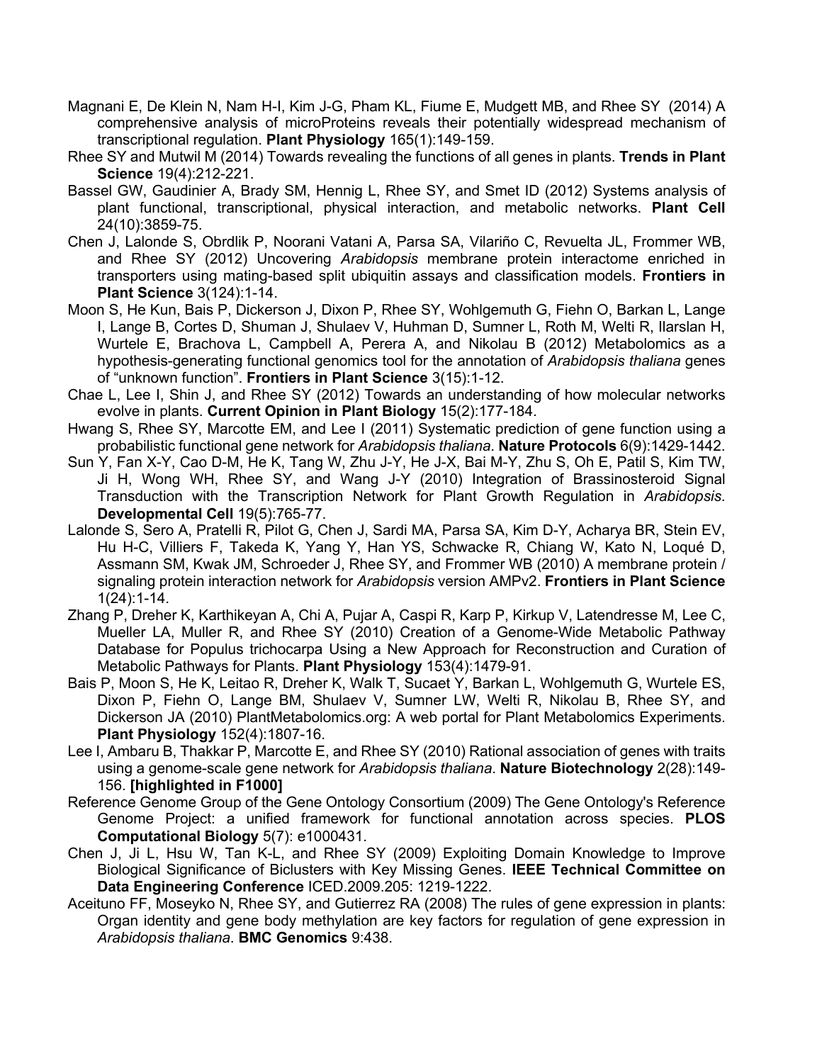Magnani E, De Klein N, Nam H-I, Kim J-G, Pham KL, Fiume E, Mudgett MB, and Rhee SY (2014) A comprehensive analysis of microProteins reveals their potentially widespread mechanism of transcriptional regulation. **Plant Physiology** 165(1):149-159.

Rhee SY and Mutwil M (2014) Towards revealing the functions of all genes in plants. **Trends in Plant Science** 19(4):212-221.

Bassel GW, Gaudinier A, Brady SM, Hennig L, Rhee SY, and Smet ID (2012) Systems analysis of plant functional, transcriptional, physical interaction, and metabolic networks. **Plant Cell** 24(10):3859-75.

Chen J, Lalonde S, Obrdlik P, Noorani Vatani A, Parsa SA, Vilariño C, Revuelta JL, Frommer WB, and Rhee SY (2012) Uncovering *Arabidopsis* membrane protein interactome enriched in transporters using mating-based split ubiquitin assays and classification models. **Frontiers in Plant Science** 3(124):1-14.

Moon S, He Kun, Bais P, Dickerson J, Dixon P, Rhee SY, Wohlgemuth G, Fiehn O, Barkan L, Lange I, Lange B, Cortes D, Shuman J, Shulaev V, Huhman D, Sumner L, Roth M, Welti R, Ilarslan H, Wurtele E, Brachova L, Campbell A, Perera A, and Nikolau B (2012) Metabolomics as a hypothesis-generating functional genomics tool for the annotation of *Arabidopsis thaliana* genes of "unknown function". **Frontiers in Plant Science** 3(15):1-12.

Chae L, Lee I, Shin J, and Rhee SY (2012) Towards an understanding of how molecular networks evolve in plants. **Current Opinion in Plant Biology** 15(2):177-184.

Hwang S, Rhee SY, Marcotte EM, and Lee I (2011) Systematic prediction of gene function using a probabilistic functional gene network for *Arabidopsis thaliana*. **Nature Protocols** 6(9):1429-1442.

Sun Y, Fan X-Y, Cao D-M, He K, Tang W, Zhu J-Y, He J-X, Bai M-Y, Zhu S, Oh E, Patil S, Kim TW, Ji H, Wong WH, Rhee SY, and Wang J-Y (2010) Integration of Brassinosteroid Signal Transduction with the Transcription Network for Plant Growth Regulation in *Arabidopsis*. **Developmental Cell** 19(5):765-77.

Lalonde S, Sero A, Pratelli R, Pilot G, Chen J, Sardi MA, Parsa SA, Kim D-Y, Acharya BR, Stein EV, Hu H-C, Villiers F, Takeda K, Yang Y, Han YS, Schwacke R, Chiang W, Kato N, Loqué D, Assmann SM, Kwak JM, Schroeder J, Rhee SY, and Frommer WB (2010) A membrane protein / signaling protein interaction network for *Arabidopsis* version AMPv2. **Frontiers in Plant Science** 1(24):1-14.

Zhang P, Dreher K, Karthikeyan A, Chi A, Pujar A, Caspi R, Karp P, Kirkup V, Latendresse M, Lee C, Mueller LA, Muller R, and Rhee SY (2010) Creation of a Genome-Wide Metabolic Pathway Database for Populus trichocarpa Using a New Approach for Reconstruction and Curation of Metabolic Pathways for Plants. **Plant Physiology** 153(4):1479-91.

Bais P, Moon S, He K, Leitao R, Dreher K, Walk T, Sucaet Y, Barkan L, Wohlgemuth G, Wurtele ES, Dixon P, Fiehn O, Lange BM, Shulaev V, Sumner LW, Welti R, Nikolau B, Rhee SY, and Dickerson JA (2010) PlantMetabolomics.org: A web portal for Plant Metabolomics Experiments. **Plant Physiology** 152(4):1807-16.

Lee I, Ambaru B, Thakkar P, Marcotte E, and Rhee SY (2010) Rational association of genes with traits using a genome-scale gene network for *Arabidopsis thaliana*. **Nature Biotechnology** 2(28):149-156. **[highlighted in F1000]**

Reference Genome Group of the Gene Ontology Consortium (2009) The Gene Ontology's Reference Genome Project: a unified framework for functional annotation across species. **PLOS Computational Biology** 5(7): e1000431.

Chen J, Ji L, Hsu W, Tan K-L, and Rhee SY (2009) Exploiting Domain Knowledge to Improve Biological Significance of Biclusters with Key Missing Genes. **IEEE Technical Committee on Data Engineering Conference** ICED.2009.205: 1219-1222.

Aceituno FF, Moseyko N, Rhee SY, and Gutierrez RA (2008) The rules of gene expression in plants: Organ identity and gene body methylation are key factors for regulation of gene expression in *Arabidopsis thaliana*. **BMC Genomics** 9:438.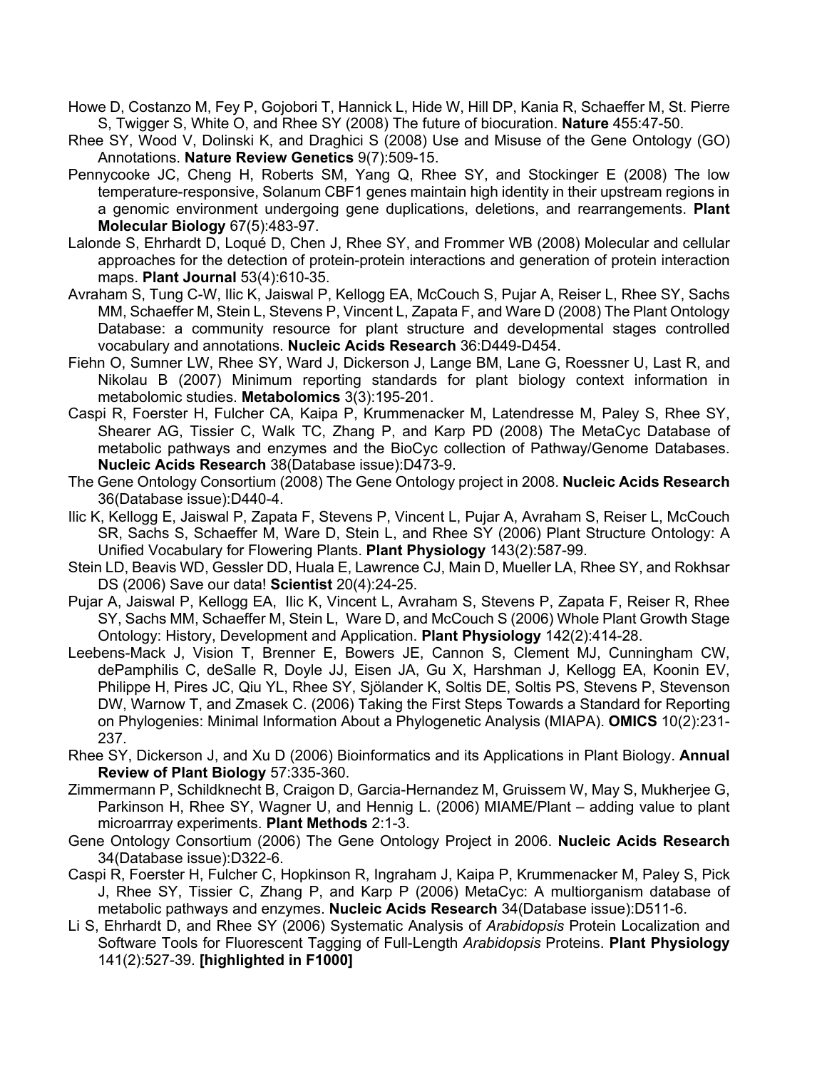Howe D, Costanzo M, Fey P, Gojobori T, Hannick L, Hide W, Hill DP, Kania R, Schaeffer M, St. Pierre S, Twigger S, White O, and Rhee SY (2008) The future of biocuration. **Nature** 455:47-50.

Rhee SY, Wood V, Dolinski K, and Draghici S (2008) Use and Misuse of the Gene Ontology (GO) Annotations. **Nature Review Genetics** 9(7):509-15.

Pennycooke JC, Cheng H, Roberts SM, Yang Q, Rhee SY, and Stockinger E (2008) The low temperature-responsive, Solanum CBF1 genes maintain high identity in their upstream regions in a genomic environment undergoing gene duplications, deletions, and rearrangements. **Plant Molecular Biology** 67(5):483-97.

Lalonde S, Ehrhardt D, Loqué D, Chen J, Rhee SY, and Frommer WB (2008) Molecular and cellular approaches for the detection of protein-protein interactions and generation of protein interaction maps. **Plant Journal** 53(4):610-35.

Avraham S, Tung C-W, Ilic K, Jaiswal P, Kellogg EA, McCouch S, Pujar A, Reiser L, Rhee SY, Sachs MM, Schaeffer M, Stein L, Stevens P, Vincent L, Zapata F, and Ware D (2008) The Plant Ontology Database: a community resource for plant structure and developmental stages controlled vocabulary and annotations. **Nucleic Acids Research** 36:D449-D454.

Fiehn O, Sumner LW, Rhee SY, Ward J, Dickerson J, Lange BM, Lane G, Roessner U, Last R, and Nikolau B (2007) Minimum reporting standards for plant biology context information in metabolomic studies. **Metabolomics** 3(3):195-201.

Caspi R, Foerster H, Fulcher CA, Kaipa P, Krummenacker M, Latendresse M, Paley S, Rhee SY, Shearer AG, Tissier C, Walk TC, Zhang P, and Karp PD (2008) The MetaCyc Database of metabolic pathways and enzymes and the BioCyc collection of Pathway/Genome Databases. **Nucleic Acids Research** 38(Database issue):D473-9.

The Gene Ontology Consortium (2008) The Gene Ontology project in 2008. **Nucleic Acids Research** 36(Database issue):D440-4.

Ilic K, Kellogg E, Jaiswal P, Zapata F, Stevens P, Vincent L, Pujar A, Avraham S, Reiser L, McCouch SR, Sachs S, Schaeffer M, Ware D, Stein L, and Rhee SY (2006) Plant Structure Ontology: A Unified Vocabulary for Flowering Plants. **Plant Physiology** 143(2):587-99.

Stein LD, Beavis WD, Gessler DD, Huala E, Lawrence CJ, Main D, Mueller LA, Rhee SY, and Rokhsar DS (2006) Save our data! **Scientist** 20(4):24-25.

Pujar A, Jaiswal P, Kellogg EA, Ilic K, Vincent L, Avraham S, Stevens P, Zapata F, Reiser R, Rhee SY, Sachs MM, Schaeffer M, Stein L, Ware D, and McCouch S (2006) Whole Plant Growth Stage Ontology: History, Development and Application. **Plant Physiology** 142(2):414-28.

Leebens-Mack J, Vision T, Brenner E, Bowers JE, Cannon S, Clement MJ, Cunningham CW, dePamphilis C, deSalle R, Doyle JJ, Eisen JA, Gu X, Harshman J, Kellogg EA, Koonin EV, Philippe H, Pires JC, Qiu YL, Rhee SY, Sjölander K, Soltis DE, Soltis PS, Stevens P, Stevenson DW, Warnow T, and Zmasek C. (2006) Taking the First Steps Towards a Standard for Reporting on Phylogenies: Minimal Information About a Phylogenetic Analysis (MIAPA). **OMICS** 10(2):231-237.

Rhee SY, Dickerson J, and Xu D (2006) Bioinformatics and its Applications in Plant Biology. **Annual Review of Plant Biology** 57:335-360.

Zimmermann P, Schildknecht B, Craigon D, Garcia-Hernandez M, Gruissem W, May S, Mukherjee G, Parkinson H, Rhee SY, Wagner U, and Hennig L. (2006) MIAME/Plant – adding value to plant microarrray experiments. **Plant Methods** 2:1-3.

Gene Ontology Consortium (2006) The Gene Ontology Project in 2006. **Nucleic Acids Research** 34(Database issue):D322-6.

Caspi R, Foerster H, Fulcher C, Hopkinson R, Ingraham J, Kaipa P, Krummenacker M, Paley S, Pick J, Rhee SY, Tissier C, Zhang P, and Karp P (2006) MetaCyc: A multiorganism database of metabolic pathways and enzymes. **Nucleic Acids Research** 34(Database issue):D511-6.

Li S, Ehrhardt D, and Rhee SY (2006) Systematic Analysis of *Arabidopsis* Protein Localization and Software Tools for Fluorescent Tagging of Full-Length *Arabidopsis* Proteins. **Plant Physiology** 141(2):527-39. **[highlighted in F1000]**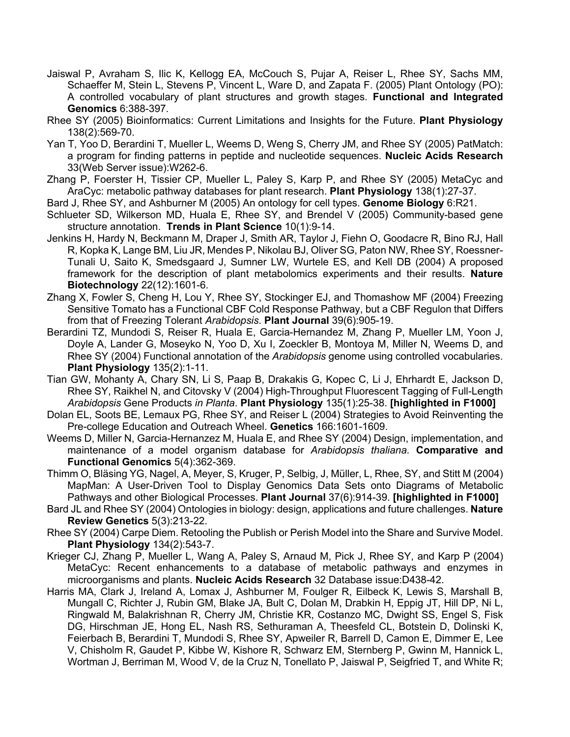Jaiswal P, Avraham S, Ilic K, Kellogg EA, McCouch S, Pujar A, Reiser L, Rhee SY, Sachs MM, Schaeffer M, Stein L, Stevens P, Vincent L, Ware D, and Zapata F. (2005) Plant Ontology (PO): A controlled vocabulary of plant structures and growth stages. **Functional and Integrated Genomics** 6:388-397.

Rhee SY (2005) Bioinformatics: Current Limitations and Insights for the Future. **Plant Physiology** 138(2):569-70.

Yan T, Yoo D, Berardini T, Mueller L, Weems D, Weng S, Cherry JM, and Rhee SY (2005) PatMatch: a program for finding patterns in peptide and nucleotide sequences. **Nucleic Acids Research** 33(Web Server issue):W262-6.

Zhang P, Foerster H, Tissier CP, Mueller L, Paley S, Karp P, and Rhee SY (2005) MetaCyc and AraCyc: metabolic pathway databases for plant research. **Plant Physiology** 138(1):27-37.

Bard J, Rhee SY, and Ashburner M (2005) An ontology for cell types. **Genome Biology** 6:R21.

Schlueter SD, Wilkerson MD, Huala E, Rhee SY, and Brendel V (2005) Community-based gene structure annotation. **Trends in Plant Science** 10(1):9-14.

Jenkins H, Hardy N, Beckmann M, Draper J, Smith AR, Taylor J, Fiehn O, Goodacre R, Bino RJ, Hall R, Kopka K, Lange BM, Liu JR, Mendes P, Nikolau BJ, Oliver SG, Paton NW, Rhee SY, Roessner-Tunali U, Saito K, Smedsgaard J, Sumner LW, Wurtele ES, and Kell DB (2004) A proposed framework for the description of plant metabolomics experiments and their results. **Nature Biotechnology** 22(12):1601-6.

Zhang X, Fowler S, Cheng H, Lou Y, Rhee SY, Stockinger EJ, and Thomashow MF (2004) Freezing Sensitive Tomato has a Functional CBF Cold Response Pathway, but a CBF Regulon that Differs from that of Freezing Tolerant *Arabidopsis*. **Plant Journal** 39(6):905-19.

Berardini TZ, Mundodi S, Reiser R, Huala E, Garcia-Hernandez M, Zhang P, Mueller LM, Yoon J, Doyle A, Lander G, Moseyko N, Yoo D, Xu I, Zoeckler B, Montoya M, Miller N, Weems D, and Rhee SY (2004) Functional annotation of the *Arabidopsis* genome using controlled vocabularies. **Plant Physiology** 135(2):1-11.

Tian GW, Mohanty A, Chary SN, Li S, Paap B, Drakakis G, Kopec C, Li J, Ehrhardt E, Jackson D, Rhee SY, Raikhel N, and Citovsky V (2004) High-Throughput Fluorescent Tagging of Full-Length *Arabidopsis* Gene Products *in Planta*. **Plant Physiology** 135(1):25-38. **[highlighted in F1000]**

Dolan EL, Soots BE, Lemaux PG, Rhee SY, and Reiser L (2004) Strategies to Avoid Reinventing the Pre-college Education and Outreach Wheel. **Genetics** 166:1601-1609.

Weems D, Miller N, Garcia-Hernanzez M, Huala E, and Rhee SY (2004) Design, implementation, and maintenance of a model organism database for *Arabidopsis thaliana*. **Comparative and Functional Genomics** 5(4):362-369.

Thimm O, Bläsing YG, Nagel, A, Meyer, S, Kruger, P, Selbig, J, Müller, L, Rhee, SY, and Stitt M (2004) MapMan: A User-Driven Tool to Display Genomics Data Sets onto Diagrams of Metabolic Pathways and other Biological Processes. **Plant Journal** 37(6):914-39. **[highlighted in F1000]**

Bard JL and Rhee SY (2004) Ontologies in biology: design, applications and future challenges. **Nature Review Genetics** 5(3):213-22.

Rhee SY (2004) Carpe Diem. Retooling the Publish or Perish Model into the Share and Survive Model. **Plant Physiology** 134(2):543-7.

Krieger CJ, Zhang P, Mueller L, Wang A, Paley S, Arnaud M, Pick J, Rhee SY, and Karp P (2004) MetaCyc: Recent enhancements to a database of metabolic pathways and enzymes in microorganisms and plants. **Nucleic Acids Research** 32 Database issue:D438-42.

Harris MA, Clark J, Ireland A, Lomax J, Ashburner M, Foulger R, Eilbeck K, Lewis S, Marshall B, Mungall C, Richter J, Rubin GM, Blake JA, Bult C, Dolan M, Drabkin H, Eppig JT, Hill DP, Ni L, Ringwald M, Balakrishnan R, Cherry JM, Christie KR, Costanzo MC, Dwight SS, Engel S, Fisk DG, Hirschman JE, Hong EL, Nash RS, Sethuraman A, Theesfeld CL, Botstein D, Dolinski K, Feierbach B, Berardini T, Mundodi S, Rhee SY, Apweiler R, Barrell D, Camon E, Dimmer E, Lee V, Chisholm R, Gaudet P, Kibbe W, Kishore R, Schwarz EM, Sternberg P, Gwinn M, Hannick L, Wortman J, Berriman M, Wood V, de la Cruz N, Tonellato P, Jaiswal P, Seigfried T, and White R;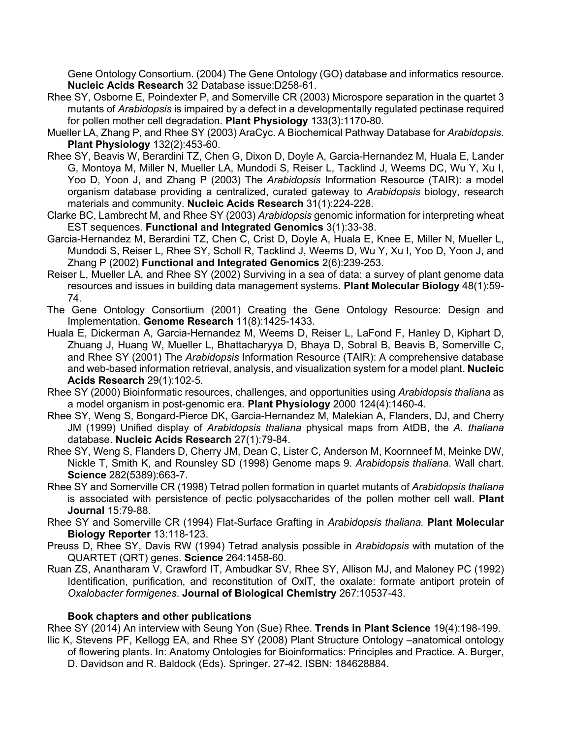Gene Ontology Consortium. (2004) The Gene Ontology (GO) database and informatics resource. **Nucleic Acids Research** 32 Database issue:D258-61.

Rhee SY, Osborne E, Poindexter P, and Somerville CR (2003) Microspore separation in the quartet 3 mutants of *Arabidopsis* is impaired by a defect in a developmentally regulated pectinase required for pollen mother cell degradation. **Plant Physiology** 133(3):1170-80.

Mueller LA, Zhang P, and Rhee SY (2003) AraCyc. A Biochemical Pathway Database for *Arabidopsis*. **Plant Physiology** 132(2):453-60.

Rhee SY, Beavis W, Berardini TZ, Chen G, Dixon D, Doyle A, Garcia-Hernandez M, Huala E, Lander G, Montoya M, Miller N, Mueller LA, Mundodi S, Reiser L, Tacklind J, Weems DC, Wu Y, Xu I, Yoo D, Yoon J, and Zhang P (2003) The *Arabidopsis* Information Resource (TAIR): a model organism database providing a centralized, curated gateway to *Arabidopsis* biology, research materials and community. **Nucleic Acids Research** 31(1):224-228.

Clarke BC, Lambrecht M, and Rhee SY (2003) *Arabidopsis* genomic information for interpreting wheat EST sequences. **Functional and Integrated Genomics** 3(1):33-38.

Garcia-Hernandez M, Berardini TZ, Chen C, Crist D, Doyle A, Huala E, Knee E, Miller N, Mueller L, Mundodi S, Reiser L, Rhee SY, Scholl R, Tacklind J, Weems D, Wu Y, Xu I, Yoo D, Yoon J, and Zhang P (2002) **Functional and Integrated Genomics** 2(6):239-253.

Reiser L, Mueller LA, and Rhee SY (2002) Surviving in a sea of data: a survey of plant genome data resources and issues in building data management systems. **Plant Molecular Biology** 48(1):59-74.

The Gene Ontology Consortium (2001) Creating the Gene Ontology Resource: Design and Implementation. **Genome Research** 11(8):1425-1433.

Huala E, Dickerman A, Garcia-Hernandez M, Weems D, Reiser L, LaFond F, Hanley D, Kiphart D, Zhuang J, Huang W, Mueller L, Bhattacharyya D, Bhaya D, Sobral B, Beavis B, Somerville C, and Rhee SY (2001) The *Arabidopsis* Information Resource (TAIR): A comprehensive database and web-based information retrieval, analysis, and visualization system for a model plant. **Nucleic Acids Research** 29(1):102-5.

Rhee SY (2000) Bioinformatic resources, challenges, and opportunities using *Arabidopsis thaliana* as a model organism in post-genomic era. **Plant Physiology** 2000 124(4):1460-4.

Rhee SY, Weng S, Bongard-Pierce DK, Garcia-Hernandez M, Malekian A, Flanders, DJ, and Cherry JM (1999) Unified display of *Arabidopsis thaliana* physical maps from AtDB, the *A. thaliana* database. **Nucleic Acids Research** 27(1):79-84.

Rhee SY, Weng S, Flanders D, Cherry JM, Dean C, Lister C, Anderson M, Koornneef M, Meinke DW, Nickle T, Smith K, and Rounsley SD (1998) Genome maps 9. *Arabidopsis thaliana*. Wall chart. **Science** 282(5389):663-7.

Rhee SY and Somerville CR (1998) Tetrad pollen formation in quartet mutants of *Arabidopsis thaliana* is associated with persistence of pectic polysaccharides of the pollen mother cell wall. **Plant Journal** 15:79-88.

Rhee SY and Somerville CR (1994) Flat-Surface Grafting in *Arabidopsis thaliana.* **Plant Molecular Biology Reporter** 13:118-123.

Preuss D, Rhee SY, Davis RW (1994) Tetrad analysis possible in *Arabidopsis* with mutation of the QUARTET (QRT) genes. **Science** 264:1458-60.

Ruan ZS, Anantharam V, Crawford IT, Ambudkar SV, Rhee SY, Allison MJ, and Maloney PC (1992) Identification, purification, and reconstitution of OxlT, the oxalate: formate antiport protein of *Oxalobacter formigenes*. **Journal of Biological Chemistry** 267:10537-43.

**Book chapters and other publications**

Rhee SY (2014) An interview with Seung Yon (Sue) Rhee. **Trends in Plant Science** 19(4):198-199.

Ilic K, Stevens PF, Kellogg EA, and Rhee SY (2008) Plant Structure Ontology –anatomical ontology of flowering plants. In: Anatomy Ontologies for Bioinformatics: Principles and Practice. A. Burger, D. Davidson and R. Baldock (Eds). Springer. 27-42. ISBN: 184628884.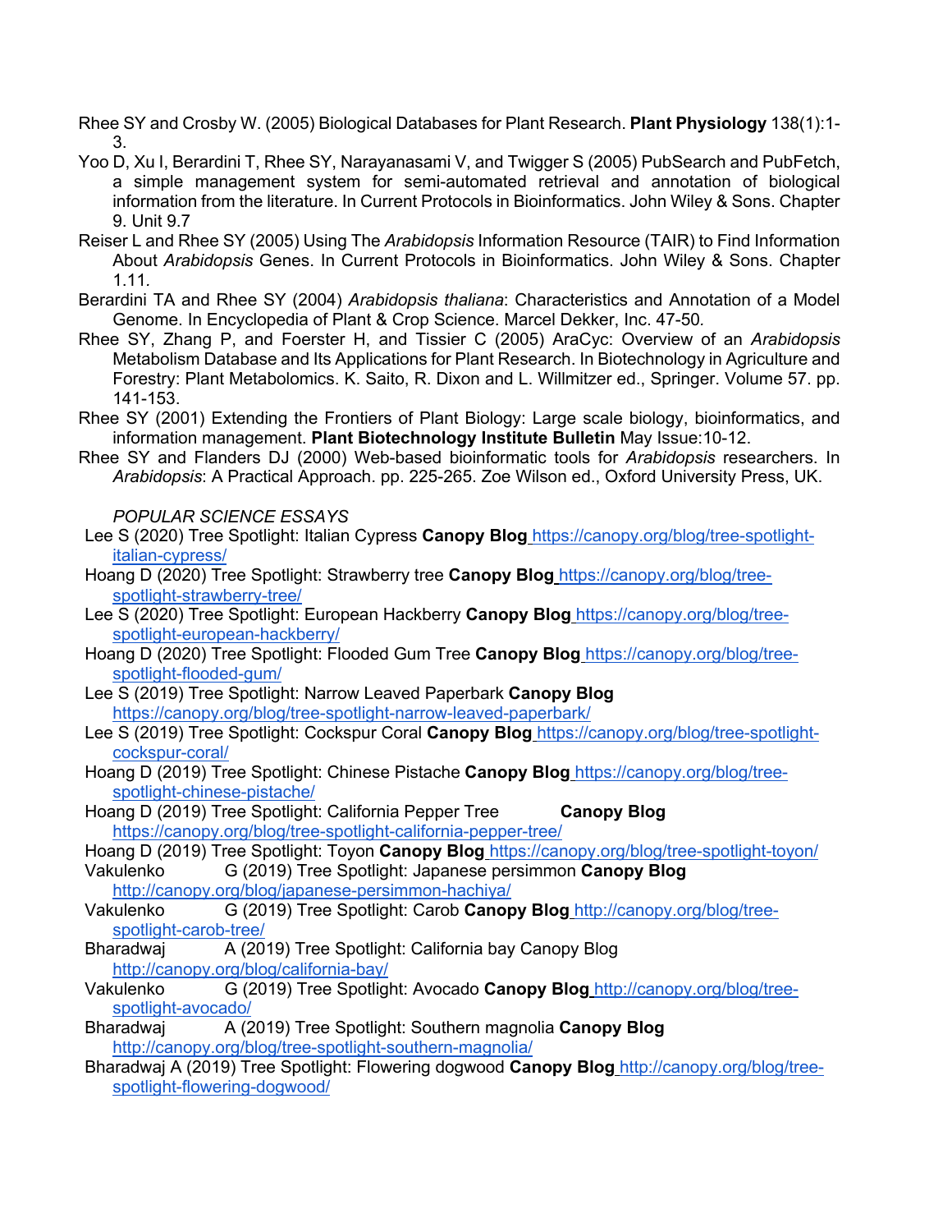Rhee SY and Crosby W. (2005) Biological Databases for Plant Research. **Plant Physiology** 138(1):1-3.

Yoo D, Xu I, Berardini T, Rhee SY, Narayanasami V, and Twigger S (2005) PubSearch and PubFetch, a simple management system for semi-automated retrieval and annotation of biological information from the literature. In Current Protocols in Bioinformatics. John Wiley & Sons. Chapter 9. Unit 9.7

Reiser L and Rhee SY (2005) Using The *Arabidopsis* Information Resource (TAIR) to Find Information About *Arabidopsis* Genes. In Current Protocols in Bioinformatics. John Wiley & Sons. Chapter 1.11.

Berardini TA and Rhee SY (2004) *Arabidopsis thaliana*: Characteristics and Annotation of a Model Genome. In Encyclopedia of Plant & Crop Science. Marcel Dekker, Inc. 47-50.

Rhee SY, Zhang P, and Foerster H, and Tissier C (2005) AraCyc: Overview of an *Arabidopsis* Metabolism Database and Its Applications for Plant Research. In Biotechnology in Agriculture and Forestry: Plant Metabolomics. K. Saito, R. Dixon and L. Willmitzer ed., Springer. Volume 57. pp. 141-153.

Rhee SY (2001) Extending the Frontiers of Plant Biology: Large scale biology, bioinformatics, and information management. **Plant Biotechnology Institute Bulletin** May Issue:10-12.

Rhee SY and Flanders DJ (2000) Web-based bioinformatic tools for *Arabidopsis* researchers. In *Arabidopsis*: A Practical Approach. pp. 225-265. Zoe Wilson ed., Oxford University Press, UK.

*POPULAR SCIENCE ESSAYS*

Lee S (2020) Tree Spotlight: Italian Cypress **Canopy Blog** https://canopy.org/blog/tree-spotlight-italian-cypress/

Hoang D (2020) Tree Spotlight: Strawberry tree **Canopy Blog** https://canopy.org/blog/tree-spotlight-strawberry-tree/

Lee S (2020) Tree Spotlight: European Hackberry **Canopy Blog** https://canopy.org/blog/tree-spotlight-european-hackberry/

Hoang D (2020) Tree Spotlight: Flooded Gum Tree **Canopy Blog** https://canopy.org/blog/tree-spotlight-flooded-gum/

Lee S (2019) Tree Spotlight: Narrow Leaved Paperbark **Canopy Blog** https://canopy.org/blog/tree-spotlight-narrow-leaved-paperbark/

Lee S (2019) Tree Spotlight: Cockspur Coral **Canopy Blog** https://canopy.org/blog/tree-spotlight-cockspur-coral/

Hoang D (2019) Tree Spotlight: Chinese Pistache **Canopy Blog** https://canopy.org/blog/tree-spotlight-chinese-pistache/

Hoang D (2019) Tree Spotlight: California Pepper Tree **Canopy Blog** https://canopy.org/blog/tree-spotlight-california-pepper-tree/

Hoang D (2019) Tree Spotlight: Toyon **Canopy Blog** https://canopy.org/blog/tree-spotlight-toyon/

Vakulenko G (2019) Tree Spotlight: Japanese persimmon **Canopy Blog** http://canopy.org/blog/japanese-persimmon-hachiya/

Vakulenko G (2019) Tree Spotlight: Carob **Canopy Blog** http://canopy.org/blog/tree-spotlight-carob-tree/

Bharadwaj A (2019) Tree Spotlight: California bay Canopy Blog http://canopy.org/blog/california-bay/

Vakulenko G (2019) Tree Spotlight: Avocado **Canopy Blog** http://canopy.org/blog/tree-spotlight-avocado/

Bharadwaj A (2019) Tree Spotlight: Southern magnolia **Canopy Blog** http://canopy.org/blog/tree-spotlight-southern-magnolia/

Bharadwaj A (2019) Tree Spotlight: Flowering dogwood **Canopy Blog** http://canopy.org/blog/tree-spotlight-flowering-dogwood/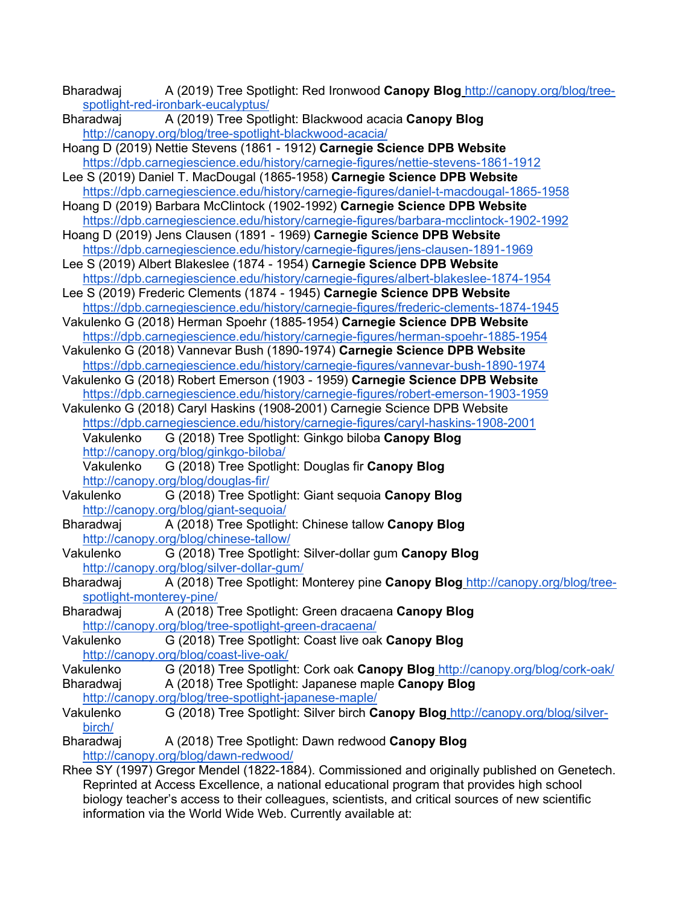Bharadwaj A (2019) Tree Spotlight: Red Ironwood **Canopy Blog** http://canopy.org/blog/tree-spotlight-red-ironbark-eucalyptus/

Bharadwaj A (2019) Tree Spotlight: Blackwood acacia **Canopy Blog** http://canopy.org/blog/tree-spotlight-blackwood-acacia/

Hoang D (2019) Nettie Stevens (1861 - 1912) **Carnegie Science DPB Website** https://dpb.carnegiescience.edu/history/carnegie-figures/nettie-stevens-1861-1912

Lee S (2019) Daniel T. MacDougal (1865-1958) **Carnegie Science DPB Website** https://dpb.carnegiescience.edu/history/carnegie-figures/daniel-t-macdougal-1865-1958

Hoang D (2019) Barbara McClintock (1902-1992) **Carnegie Science DPB Website** https://dpb.carnegiescience.edu/history/carnegie-figures/barbara-mcclintock-1902-1992

Hoang D (2019) Jens Clausen (1891 - 1969) **Carnegie Science DPB Website** https://dpb.carnegiescience.edu/history/carnegie-figures/jens-clausen-1891-1969

Lee S (2019) Albert Blakeslee (1874 - 1954) **Carnegie Science DPB Website** https://dpb.carnegiescience.edu/history/carnegie-figures/albert-blakeslee-1874-1954

Lee S (2019) Frederic Clements (1874 - 1945) **Carnegie Science DPB Website** https://dpb.carnegiescience.edu/history/carnegie-figures/frederic-clements-1874-1945

Vakulenko G (2018) Herman Spoehr (1885-1954) **Carnegie Science DPB Website** https://dpb.carnegiescience.edu/history/carnegie-figures/herman-spoehr-1885-1954

Vakulenko G (2018) Vannevar Bush (1890-1974) **Carnegie Science DPB Website** https://dpb.carnegiescience.edu/history/carnegie-figures/vannevar-bush-1890-1974

Vakulenko G (2018) Robert Emerson (1903 - 1959) **Carnegie Science DPB Website** https://dpb.carnegiescience.edu/history/carnegie-figures/robert-emerson-1903-1959

Vakulenko G (2018) Caryl Haskins (1908-2001) Carnegie Science DPB Website https://dpb.carnegiescience.edu/history/carnegie-figures/caryl-haskins-1908-2001

Vakulenko G (2018) Tree Spotlight: Ginkgo biloba **Canopy Blog** http://canopy.org/blog/ginkgo-biloba/

Vakulenko G (2018) Tree Spotlight: Douglas fir **Canopy Blog** http://canopy.org/blog/douglas-fir/

Vakulenko G (2018) Tree Spotlight: Giant sequoia **Canopy Blog** http://canopy.org/blog/giant-sequoia/

Bharadwaj A (2018) Tree Spotlight: Chinese tallow **Canopy Blog** http://canopy.org/blog/chinese-tallow/

Vakulenko G (2018) Tree Spotlight: Silver-dollar gum **Canopy Blog** http://canopy.org/blog/silver-dollar-gum/

Bharadwaj A (2018) Tree Spotlight: Monterey pine **Canopy Blog** http://canopy.org/blog/tree-spotlight-monterey-pine/

Bharadwaj A (2018) Tree Spotlight: Green dracaena **Canopy Blog** http://canopy.org/blog/tree-spotlight-green-dracaena/

Vakulenko G (2018) Tree Spotlight: Coast live oak **Canopy Blog** http://canopy.org/blog/coast-live-oak/

Vakulenko G (2018) Tree Spotlight: Cork oak **Canopy Blog** http://canopy.org/blog/cork-oak/

Bharadwaj A (2018) Tree Spotlight: Japanese maple **Canopy Blog** http://canopy.org/blog/tree-spotlight-japanese-maple/

Vakulenko G (2018) Tree Spotlight: Silver birch **Canopy Blog** http://canopy.org/blog/silver-birch/

Bharadwaj A (2018) Tree Spotlight: Dawn redwood **Canopy Blog** http://canopy.org/blog/dawn-redwood/

Rhee SY (1997) Gregor Mendel (1822-1884). Commissioned and originally published on Genetech. Reprinted at Access Excellence, a national educational program that provides high school biology teacher's access to their colleagues, scientists, and critical sources of new scientific information via the World Wide Web. Currently available at: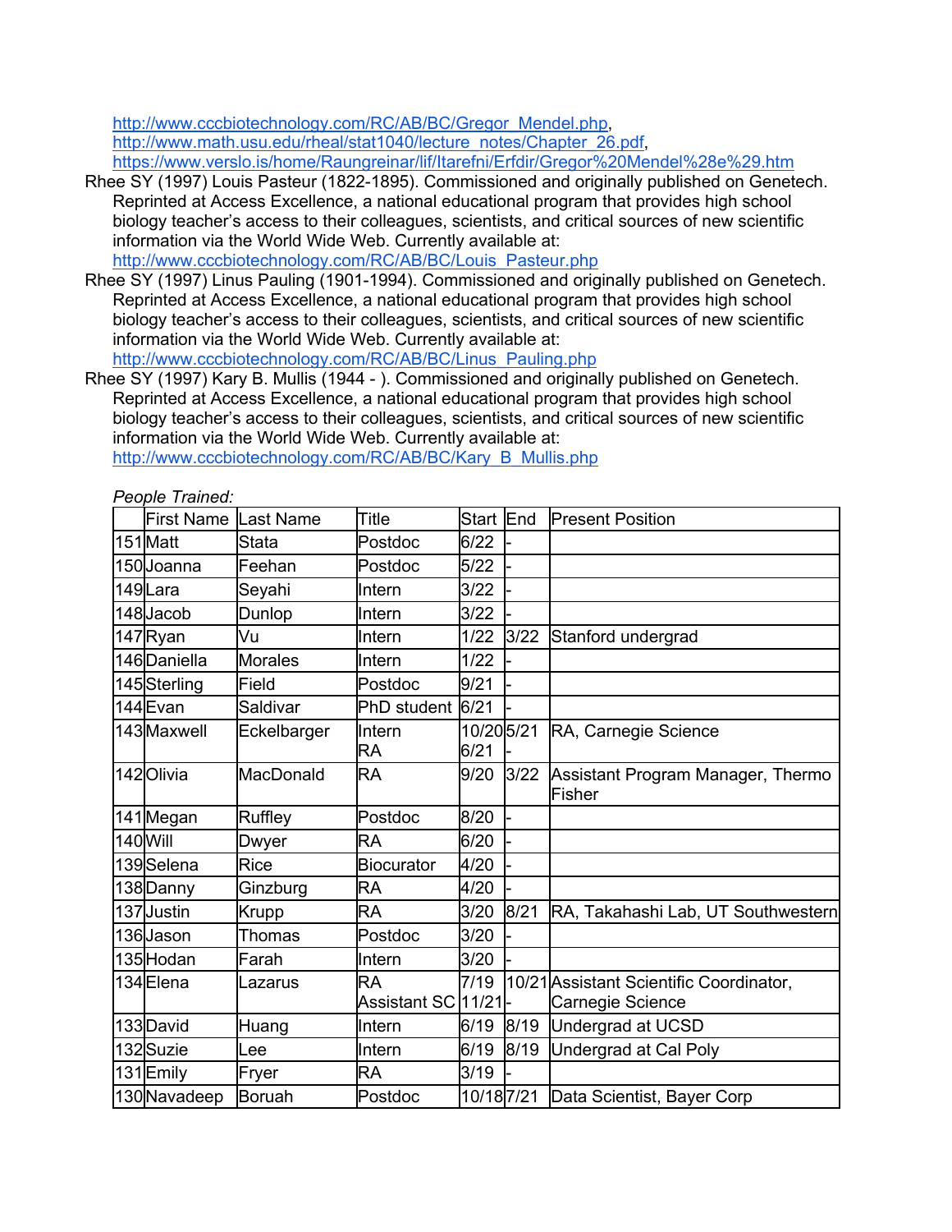http://www.cccbiotechnology.com/RC/AB/BC/Gregor_Mendel.php, http://www.math.usu.edu/rheal/stat1040/lecture_notes/Chapter_26.pdf, https://www.verslo.is/home/Raungreinar/lif/Itarefni/Erfdir/Gregor%20Mendel%28e%29.htm

Rhee SY (1997) Louis Pasteur (1822-1895). Commissioned and originally published on Genetech. Reprinted at Access Excellence, a national educational program that provides high school biology teacher's access to their colleagues, scientists, and critical sources of new scientific information via the World Wide Web. Currently available at: http://www.cccbiotechnology.com/RC/AB/BC/Louis_Pasteur.php

Rhee SY (1997) Linus Pauling (1901-1994). Commissioned and originally published on Genetech. Reprinted at Access Excellence, a national educational program that provides high school biology teacher's access to their colleagues, scientists, and critical sources of new scientific information via the World Wide Web. Currently available at: http://www.cccbiotechnology.com/RC/AB/BC/Linus_Pauling.php

Rhee SY (1997) Kary B. Mullis (1944 - ). Commissioned and originally published on Genetech. Reprinted at Access Excellence, a national educational program that provides high school biology teacher's access to their colleagues, scientists, and critical sources of new scientific information via the World Wide Web. Currently available at: http://www.cccbiotechnology.com/RC/AB/BC/Kary_B_Mullis.php

*People Trained:*

| | First Name | Last Name | Title | Start | End | Present Position |
|---|---|---|---|---|---|---|
| 151 | Matt | Stata | Postdoc | 6/22 | - | |
| 150 | Joanna | Feehan | Postdoc | 5/22 | - | |
| 149 | Lara | Seyahi | Intern | 3/22 | - | |
| 148 | Jacob | Dunlop | Intern | 3/22 | - | |
| 147 | Ryan | Vu | Intern | 1/22 | 3/22 | Stanford undergrad |
| 146 | Daniella | Morales | Intern | 1/22 | - | |
| 145 | Sterling | Field | Postdoc | 9/21 | - | |
| 144 | Evan | Saldivar | PhD student | 6/21 | - | |
| 143 | Maxwell | Eckelbarger | Intern<br>RA | 10/20<br>6/21 | 5/21<br>- | RA, Carnegie Science |
| 142 | Olivia | MacDonald | RA | 9/20 | 3/22 | Assistant Program Manager, Thermo Fisher |
| 141 | Megan | Ruffley | Postdoc | 8/20 | - | |
| 140 | Will | Dwyer | RA | 6/20 | - | |
| 139 | Selena | Rice | Biocurator | 4/20 | - | |
| 138 | Danny | Ginzburg | RA | 4/20 | - | |
| 137 | Justin | Krupp | RA | 3/20 | 8/21 | RA, Takahashi Lab, UT Southwestern |
| 136 | Jason | Thomas | Postdoc | 3/20 | - | |
| 135 | Hodan | Farah | Intern | 3/20 | - | |
| 134 | Elena | Lazarus | RA<br>Assistant SC | 7/19<br>11/21 | 10/21<br>- | Assistant Scientific Coordinator, Carnegie Science |
| 133 | David | Huang | Intern | 6/19 | 8/19 | Undergrad at UCSD |
| 132 | Suzie | Lee | Intern | 6/19 | 8/19 | Undergrad at Cal Poly |
| 131 | Emily | Fryer | RA | 3/19 | - | |
| 130 | Navadeep | Boruah | Postdoc | 10/18 | 7/21 | Data Scientist, Bayer Corp |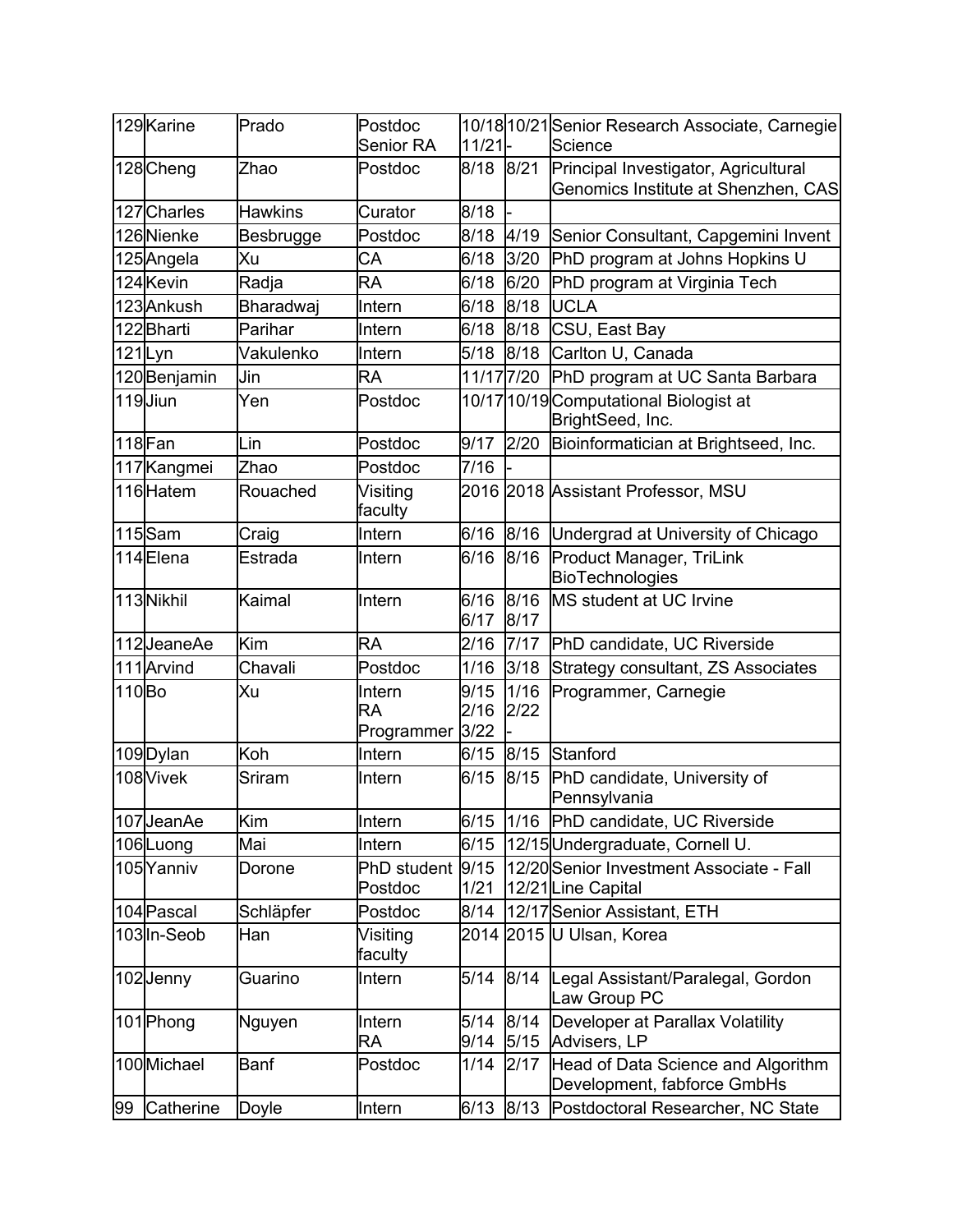| 129 | Karine | Prado | Postdoc<br>Senior RA | 10/18<br>11/21 | 10/21<br>- | Senior Research Associate, Carnegie Science |
|---|---|---|---|---|---|---|
| 128 | Cheng | Zhao | Postdoc | 8/18 | 8/21 | Principal Investigator, Agricultural Genomics Institute at Shenzhen, CAS |
| 127 | Charles | Hawkins | Curator | 8/18 | - | |
| 126 | Nienke | Besbrugge | Postdoc | 8/18 | 4/19 | Senior Consultant, Capgemini Invent |
| 125 | Angela | Xu | CA | 6/18 | 3/20 | PhD program at Johns Hopkins U |
| 124 | Kevin | Radja | RA | 6/18 | 6/20 | PhD program at Virginia Tech |
| 123 | Ankush | Bharadwaj | Intern | 6/18 | 8/18 | UCLA |
| 122 | Bharti | Parihar | Intern | 6/18 | 8/18 | CSU, East Bay |
| 121 | Lyn | Vakulenko | Intern | 5/18 | 8/18 | Carlton U, Canada |
| 120 | Benjamin | Jin | RA | 11/17 | 7/20 | PhD program at UC Santa Barbara |
| 119 | Jiun | Yen | Postdoc | 10/17 | 10/19 | Computational Biologist at BrightSeed, Inc. |
| 118 | Fan | Lin | Postdoc | 9/17 | 2/20 | Bioinformatician at Brightseed, Inc. |
| 117 | Kangmei | Zhao | Postdoc | 7/16 | - | |
| 116 | Hatem | Rouached | Visiting faculty | 2016 | 2018 | Assistant Professor, MSU |
| 115 | Sam | Craig | Intern | 6/16 | 8/16 | Undergrad at University of Chicago |
| 114 | Elena | Estrada | Intern | 6/16 | 8/16 | Product Manager, TriLink BioTechnologies |
| 113 | Nikhil | Kaimal | Intern | 6/16<br>6/17 | 8/16<br>8/17 | MS student at UC Irvine |
| 112 | JeaneAe | Kim | RA | 2/16 | 7/17 | PhD candidate, UC Riverside |
| 111 | Arvind | Chavali | Postdoc | 1/16 | 3/18 | Strategy consultant, ZS Associates |
| 110 | Bo | Xu | Intern<br>RA<br>Programmer | 9/15<br>2/16<br>3/22 | 1/16<br>2/22<br>- | Programmer, Carnegie |
| 109 | Dylan | Koh | Intern | 6/15 | 8/15 | Stanford |
| 108 | Vivek | Sriram | Intern | 6/15 | 8/15 | PhD candidate, University of Pennsylvania |
| 107 | JeanAe | Kim | Intern | 6/15 | 1/16 | PhD candidate, UC Riverside |
| 106 | Luong | Mai | Intern | 6/15 | 12/15 | Undergraduate, Cornell U. |
| 105 | Yanniv | Dorone | PhD student<br>Postdoc | 9/15<br>1/21 | 12/20<br>12/21 | Senior Investment Associate - Fall Line Capital |
| 104 | Pascal | Schläpfer | Postdoc | 8/14 | 12/17 | Senior Assistant, ETH |
| 103 | In-Seob | Han | Visiting faculty | 2014 | 2015 | U Ulsan, Korea |
| 102 | Jenny | Guarino | Intern | 5/14 | 8/14 | Legal Assistant/Paralegal, Gordon Law Group PC |
| 101 | Phong | Nguyen | Intern<br>RA | 5/14<br>9/14 | 8/14<br>5/15 | Developer at Parallax Volatility Advisers, LP |
| 100 | Michael | Banf | Postdoc | 1/14 | 2/17 | Head of Data Science and Algorithm Development, fabforce GmbHs |
| 99 | Catherine | Doyle | Intern | 6/13 | 8/13 | Postdoctoral Researcher, NC State |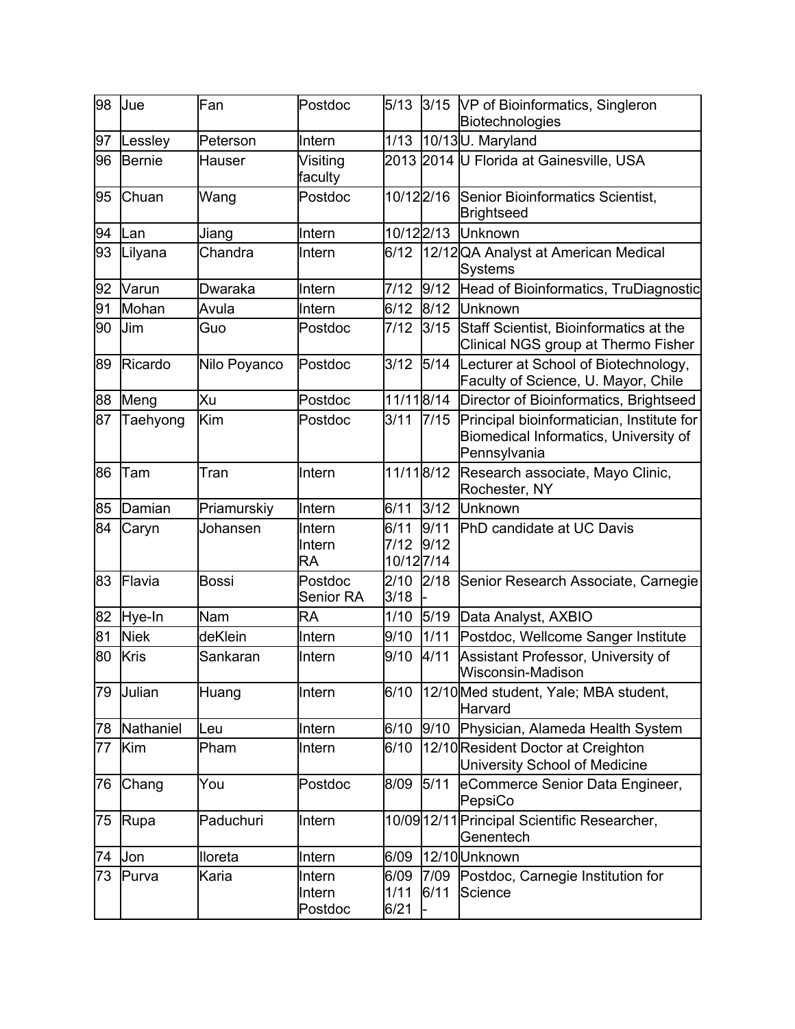| 98 | Jue | Fan | Postdoc | 5/13 | 3/15 | VP of Bioinformatics, Singleron Biotechnologies |
|---|---|---|---|---|---|---|
| 97 | Lessley | Peterson | Intern | 1/13 | 10/13 | U. Maryland |
| 96 | Bernie | Hauser | Visiting faculty | 2013 | 2014 | U Florida at Gainesville, USA |
| 95 | Chuan | Wang | Postdoc | 10/12 | 2/16 | Senior Bioinformatics Scientist, Brightseed |
| 94 | Lan | Jiang | Intern | 10/12 | 2/13 | Unknown |
| 93 | Lilyana | Chandra | Intern | 6/12 | 12/12 | QA Analyst at American Medical Systems |
| 92 | Varun | Dwaraka | Intern | 7/12 | 9/12 | Head of Bioinformatics, TruDiagnostic |
| 91 | Mohan | Avula | Intern | 6/12 | 8/12 | Unknown |
| 90 | Jim | Guo | Postdoc | 7/12 | 3/15 | Staff Scientist, Bioinformatics at the Clinical NGS group at Thermo Fisher |
| 89 | Ricardo | Nilo Poyanco | Postdoc | 3/12 | 5/14 | Lecturer at School of Biotechnology, Faculty of Science, U. Mayor, Chile |
| 88 | Meng | Xu | Postdoc | 11/11 | 8/14 | Director of Bioinformatics, Brightseed |
| 87 | Taehyong | Kim | Postdoc | 3/11 | 7/15 | Principal bioinformatician, Institute for Biomedical Informatics, University of Pennsylvania |
| 86 | Tam | Tran | Intern | 11/11 | 8/12 | Research associate, Mayo Clinic, Rochester, NY |
| 85 | Damian | Priamurskiy | Intern | 6/11 | 3/12 | Unknown |
| 84 | Caryn | Johansen | Intern<br>Intern<br>RA | 6/11<br>7/12<br>10/12 | 9/11<br>9/12<br>7/14 | PhD candidate at UC Davis |
| 83 | Flavia | Bossi | Postdoc<br>Senior RA | 2/10<br>3/18 | 2/18<br>- | Senior Research Associate, Carnegie |
| 82 | Hye-In | Nam | RA | 1/10 | 5/19 | Data Analyst, AXBIO |
| 81 | Niek | deKlein | Intern | 9/10 | 1/11 | Postdoc, Wellcome Sanger Institute |
| 80 | Kris | Sankaran | Intern | 9/10 | 4/11 | Assistant Professor, University of Wisconsin-Madison |
| 79 | Julian | Huang | Intern | 6/10 | 12/10 | Med student, Yale; MBA student, Harvard |
| 78 | Nathaniel | Leu | Intern | 6/10 | 9/10 | Physician, Alameda Health System |
| 77 | Kim | Pham | Intern | 6/10 | 12/10 | Resident Doctor at Creighton University School of Medicine |
| 76 | Chang | You | Postdoc | 8/09 | 5/11 | eCommerce Senior Data Engineer, PepsiCo |
| 75 | Rupa | Paduchuri | Intern | 10/09 | 12/11 | Principal Scientific Researcher, Genentech |
| 74 | Jon | Illoreta | Intern | 6/09 | 12/10 | Unknown |
| 73 | Purva | Karia | Intern<br>Intern<br>Postdoc | 6/09<br>1/11<br>6/21 | 7/09<br>6/11<br>- | Postdoc, Carnegie Institution for Science |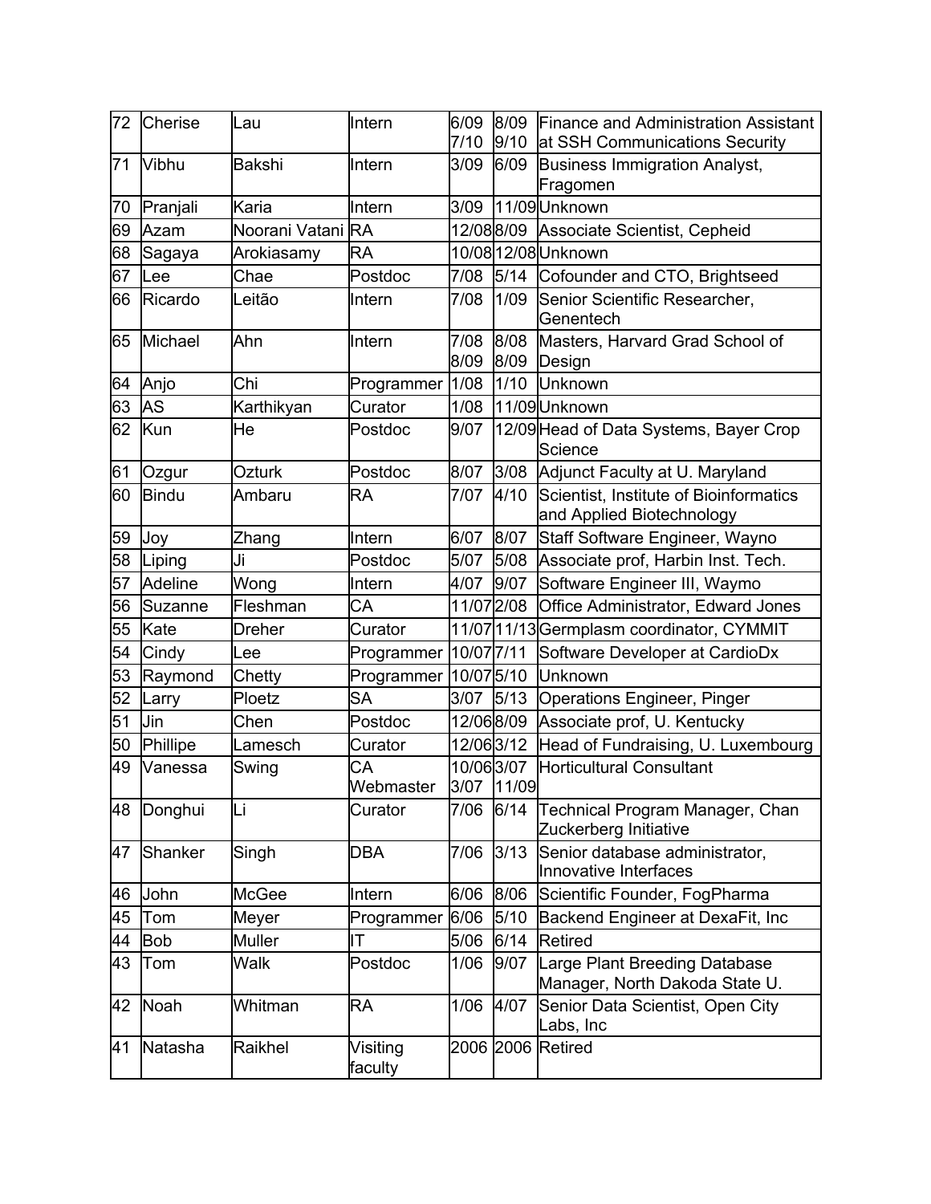| 72 | Cherise | Lau | Intern | 6/09<br>7/10 | 8/09<br>9/10 | Finance and Administration Assistant at SSH Communications Security |
|---|---|---|---|---|---|---|
| 71 | Vibhu | Bakshi | Intern | 3/09 | 6/09 | Business Immigration Analyst, Fragomen |
| 70 | Pranjali | Karia | Intern | 3/09 | 11/09 | Unknown |
| 69 | Azam | Noorani Vatani | RA | 12/08 | 8/09 | Associate Scientist, Cepheid |
| 68 | Sagaya | Arokiasamy | RA | 10/08 | 12/08 | Unknown |
| 67 | Lee | Chae | Postdoc | 7/08 | 5/14 | Cofounder and CTO, Brightseed |
| 66 | Ricardo | Leitão | Intern | 7/08 | 1/09 | Senior Scientific Researcher, Genentech |
| 65 | Michael | Ahn | Intern | 7/08<br>8/09 | 8/08<br>8/09 | Masters, Harvard Grad School of Design |
| 64 | Anjo | Chi | Programmer | 1/08 | 1/10 | Unknown |
| 63 | AS | Karthikyan | Curator | 1/08 | 11/09 | Unknown |
| 62 | Kun | He | Postdoc | 9/07 | 12/09 | Head of Data Systems, Bayer Crop Science |
| 61 | Ozgur | Ozturk | Postdoc | 8/07 | 3/08 | Adjunct Faculty at U. Maryland |
| 60 | Bindu | Ambaru | RA | 7/07 | 4/10 | Scientist, Institute of Bioinformatics and Applied Biotechnology |
| 59 | Joy | Zhang | Intern | 6/07 | 8/07 | Staff Software Engineer, Wayno |
| 58 | Liping | Ji | Postdoc | 5/07 | 5/08 | Associate prof, Harbin Inst. Tech. |
| 57 | Adeline | Wong | Intern | 4/07 | 9/07 | Software Engineer III, Waymo |
| 56 | Suzanne | Fleshman | CA | 11/07 | 2/08 | Office Administrator, Edward Jones |
| 55 | Kate | Dreher | Curator | 11/07 | 11/13 | Germplasm coordinator, CYMMIT |
| 54 | Cindy | Lee | Programmer | 10/07 | 7/11 | Software Developer at CardioDx |
| 53 | Raymond | Chetty | Programmer | 10/07 | 5/10 | Unknown |
| 52 | Larry | Ploetz | SA | 3/07 | 5/13 | Operations Engineer, Pinger |
| 51 | Jin | Chen | Postdoc | 12/06 | 8/09 | Associate prof, U. Kentucky |
| 50 | Phillipe | Lamesch | Curator | 12/06 | 3/12 | Head of Fundraising, U. Luxembourg |
| 49 | Vanessa | Swing | CA<br>Webmaster | 10/06<br>3/07 | 3/07<br>11/09 | Horticultural Consultant |
| 48 | Donghui | Li | Curator | 7/06 | 6/14 | Technical Program Manager, Chan Zuckerberg Initiative |
| 47 | Shanker | Singh | DBA | 7/06 | 3/13 | Senior database administrator, Innovative Interfaces |
| 46 | John | McGee | Intern | 6/06 | 8/06 | Scientific Founder, FogPharma |
| 45 | Tom | Meyer | Programmer | 6/06 | 5/10 | Backend Engineer at DexaFit, Inc |
| 44 | Bob | Muller | IT | 5/06 | 6/14 | Retired |
| 43 | Tom | Walk | Postdoc | 1/06 | 9/07 | Large Plant Breeding Database Manager, North Dakoda State U. |
| 42 | Noah | Whitman | RA | 1/06 | 4/07 | Senior Data Scientist, Open City Labs, Inc |
| 41 | Natasha | Raikhel | Visiting faculty | 2006 | 2006 | Retired |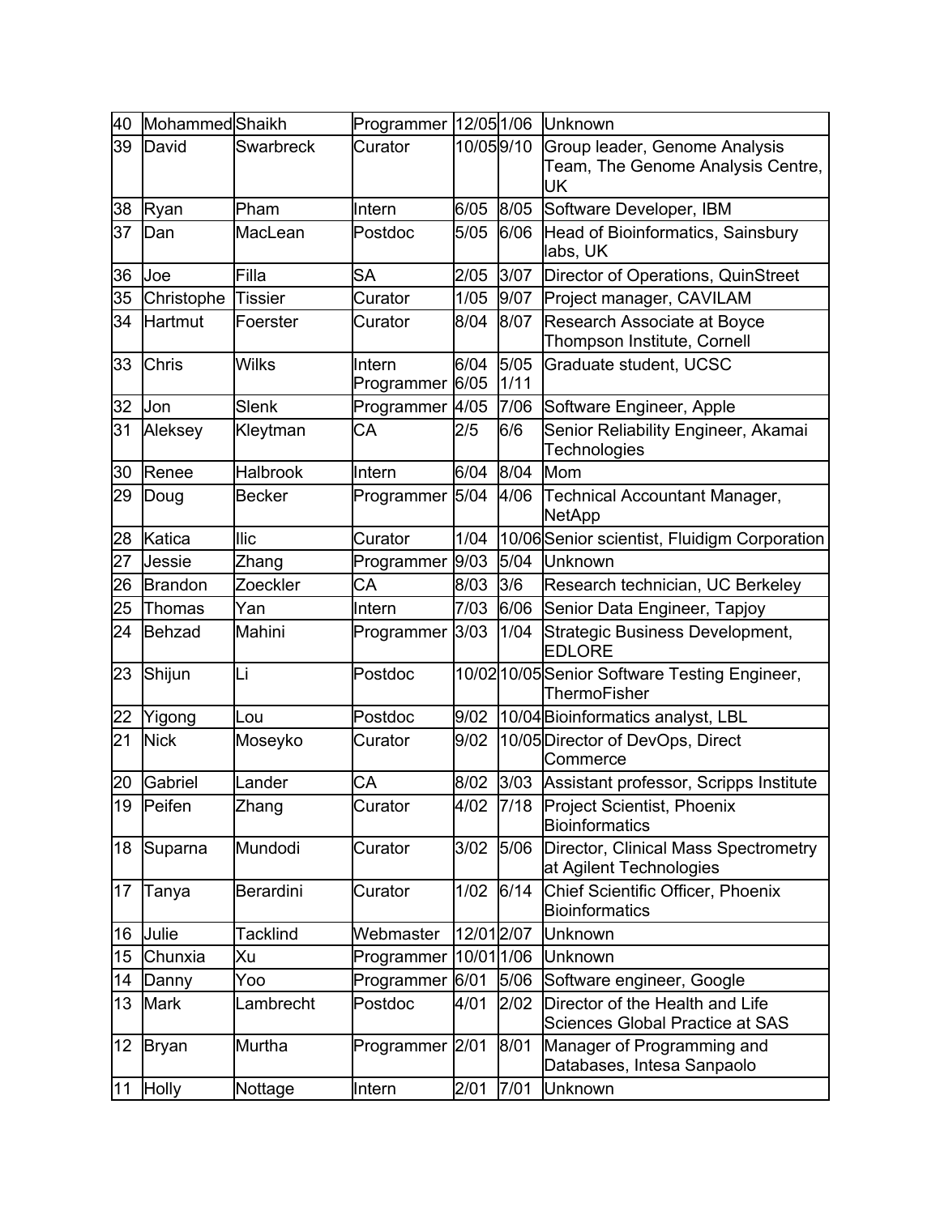| 40 | Mohammed | Shaikh | Programmer | 12/05 | 1/06 | Unknown |
|---|---|---|---|---|---|---|
| 39 | David | Swarbreck | Curator | 10/05 | 9/10 | Group leader, Genome Analysis Team, The Genome Analysis Centre, UK |
| 38 | Ryan | Pham | Intern | 6/05 | 8/05 | Software Developer, IBM |
| 37 | Dan | MacLean | Postdoc | 5/05 | 6/06 | Head of Bioinformatics, Sainsbury labs, UK |
| 36 | Joe | Filla | SA | 2/05 | 3/07 | Director of Operations, QuinStreet |
| 35 | Christophe | Tissier | Curator | 1/05 | 9/07 | Project manager, CAVILAM |
| 34 | Hartmut | Foerster | Curator | 8/04 | 8/07 | Research Associate at Boyce Thompson Institute, Cornell |
| 33 | Chris | Wilks | Intern Programmer | 6/04 6/05 | 5/05 1/11 | Graduate student, UCSC |
| 32 | Jon | Slenk | Programmer | 4/05 | 7/06 | Software Engineer, Apple |
| 31 | Aleksey | Kleytman | CA | 2/5 | 6/6 | Senior Reliability Engineer, Akamai Technologies |
| 30 | Renee | Halbrook | Intern | 6/04 | 8/04 | Mom |
| 29 | Doug | Becker | Programmer | 5/04 | 4/06 | Technical Accountant Manager, NetApp |
| 28 | Katica | Ilic | Curator | 1/04 | 10/06 | Senior scientist, Fluidigm Corporation |
| 27 | Jessie | Zhang | Programmer | 9/03 | 5/04 | Unknown |
| 26 | Brandon | Zoeckler | CA | 8/03 | 3/6 | Research technician, UC Berkeley |
| 25 | Thomas | Yan | Intern | 7/03 | 6/06 | Senior Data Engineer, Tapjoy |
| 24 | Behzad | Mahini | Programmer | 3/03 | 1/04 | Strategic Business Development, EDLORE |
| 23 | Shijun | Li | Postdoc | 10/02 | 10/05 | Senior Software Testing Engineer, ThermoFisher |
| 22 | Yigong | Lou | Postdoc | 9/02 | 10/04 | Bioinformatics analyst, LBL |
| 21 | Nick | Moseyko | Curator | 9/02 | 10/05 | Director of DevOps, Direct Commerce |
| 20 | Gabriel | Lander | CA | 8/02 | 3/03 | Assistant professor, Scripps Institute |
| 19 | Peifen | Zhang | Curator | 4/02 | 7/18 | Project Scientist, Phoenix Bioinformatics |
| 18 | Suparna | Mundodi | Curator | 3/02 | 5/06 | Director, Clinical Mass Spectrometry at Agilent Technologies |
| 17 | Tanya | Berardini | Curator | 1/02 | 6/14 | Chief Scientific Officer, Phoenix Bioinformatics |
| 16 | Julie | Tacklind | Webmaster | 12/01 | 2/07 | Unknown |
| 15 | Chunxia | Xu | Programmer | 10/01 | 1/06 | Unknown |
| 14 | Danny | Yoo | Programmer | 6/01 | 5/06 | Software engineer, Google |
| 13 | Mark | Lambrecht | Postdoc | 4/01 | 2/02 | Director of the Health and Life Sciences Global Practice at SAS |
| 12 | Bryan | Murtha | Programmer | 2/01 | 8/01 | Manager of Programming and Databases, Intesa Sanpaolo |
| 11 | Holly | Nottage | Intern | 2/01 | 7/01 | Unknown |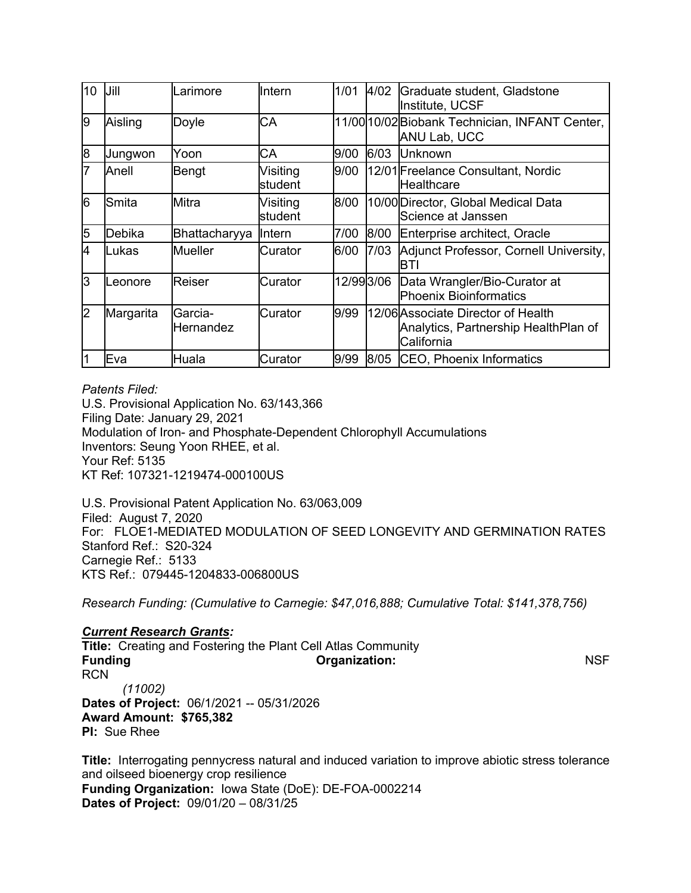| 10 | Jill | Larimore | Intern | 1/01 | 4/02 | Graduate student, Gladstone Institute, UCSF |
|---|---|---|---|---|---|---|
| 9 | Aisling | Doyle | CA | 11/00 | 10/02 | Biobank Technician, INFANT Center, ANU Lab, UCC |
| 8 | Jungwon | Yoon | CA | 9/00 | 6/03 | Unknown |
| 7 | Anell | Bengt | Visiting student | 9/00 | 12/01 | Freelance Consultant, Nordic Healthcare |
| 6 | Smita | Mitra | Visiting student | 8/00 | 10/00 | Director, Global Medical Data Science at Janssen |
| 5 | Debika | Bhattacharyya | Intern | 7/00 | 8/00 | Enterprise architect, Oracle |
| 4 | Lukas | Mueller | Curator | 6/00 | 7/03 | Adjunct Professor, Cornell University, BTI |
| 3 | Leonore | Reiser | Curator | 12/99 | 3/06 | Data Wrangler/Bio-Curator at Phoenix Bioinformatics |
| 2 | Margarita | Garcia-Hernandez | Curator | 9/99 | 12/06 | Associate Director of Health Analytics, Partnership HealthPlan of California |
| 1 | Eva | Huala | Curator | 9/99 | 8/05 | CEO, Phoenix Informatics |

*Patents Filed:*
U.S. Provisional Application No. 63/143,366
Filing Date: January 29, 2021
Modulation of Iron- and Phosphate-Dependent Chlorophyll Accumulations
Inventors: Seung Yoon RHEE, et al.
Your Ref: 5135
KT Ref: 107321-1219474-000100US

U.S. Provisional Patent Application No. 63/063,009
Filed: August 7, 2020
For: FLOE1-MEDIATED MODULATION OF SEED LONGEVITY AND GERMINATION RATES
Stanford Ref.: S20-324
Carnegie Ref.: 5133
KTS Ref.: 079445-1204833-006800US

*Research Funding: (Cumulative to Carnegie: $47,016,888; Cumulative Total: $141,378,756)*

***Current Research Grants:***

**Title:** Creating and Fostering the Plant Cell Atlas Community
**Funding Organization:** NSF RCN *(11002)*
**Dates of Project:** 06/1/2021 -- 05/31/2026
**Award Amount: $765,382**
**PI:** Sue Rhee

**Title:** Interrogating pennycress natural and induced variation to improve abiotic stress tolerance and oilseed bioenergy crop resilience
**Funding Organization:** Iowa State (DoE): DE-FOA-0002214
**Dates of Project:** 09/01/20 – 08/31/25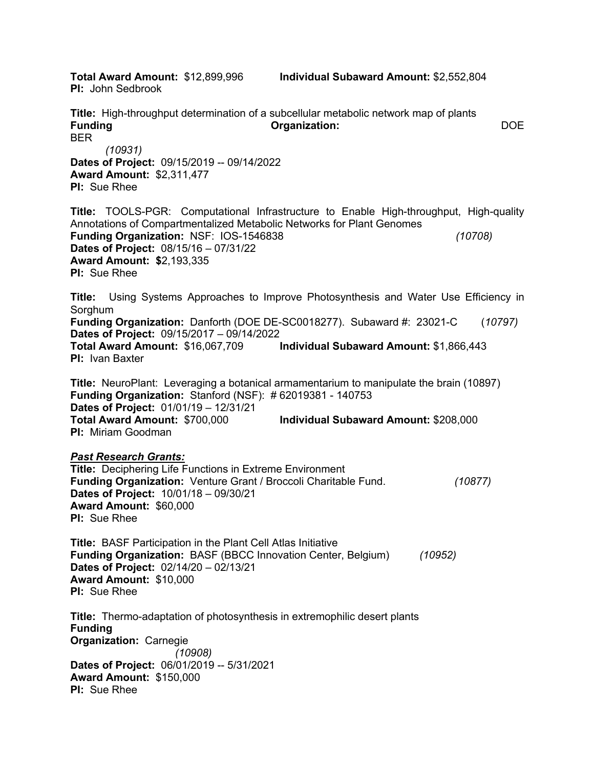**Total Award Amount:** $12,899,996 **Individual Subaward Amount:** $2,552,804
**PI:** John Sedbrook

**Title:** High-throughput determination of a subcellular metabolic network map of plants
**Funding Organization:** DOE BER *(10931)*
**Dates of Project:** 09/15/2019 -- 09/14/2022
**Award Amount:** $2,311,477
**PI:** Sue Rhee

**Title:** TOOLS-PGR: Computational Infrastructure to Enable High-throughput, High-quality Annotations of Compartmentalized Metabolic Networks for Plant Genomes
**Funding Organization:** NSF: IOS-1546838 *(10708)*
**Dates of Project:** 08/15/16 – 07/31/22
**Award Amount: $**2,193,335
**PI:** Sue Rhee

**Title:** Using Systems Approaches to Improve Photosynthesis and Water Use Efficiency in Sorghum
**Funding Organization:** Danforth (DOE DE-SC0018277). Subaward #: 23021-C (*10797)*
**Dates of Project:** 09/15/2017 – 09/14/2022
**Total Award Amount:** $16,067,709 **Individual Subaward Amount:** $1,866,443
**PI:** Ivan Baxter

**Title:** NeuroPlant: Leveraging a botanical armamentarium to manipulate the brain (10897)
**Funding Organization:** Stanford (NSF): # 62019381 - 140753
**Dates of Project:** 01/01/19 – 12/31/21
**Total Award Amount:** $700,000 **Individual Subaward Amount:** $208,000
**PI:** Miriam Goodman

***Past Research Grants:***

**Title:** Deciphering Life Functions in Extreme Environment
**Funding Organization:** Venture Grant / Broccoli Charitable Fund. *(10877)*
**Dates of Project:** 10/01/18 – 09/30/21
**Award Amount:** $60,000
**PI:** Sue Rhee

**Title:** BASF Participation in the Plant Cell Atlas Initiative
**Funding Organization:** BASF (BBCC Innovation Center, Belgium) *(10952)*
**Dates of Project:** 02/14/20 – 02/13/21
**Award Amount:** $10,000
**PI:** Sue Rhee

**Title:** Thermo-adaptation of photosynthesis in extremophilic desert plants
**Funding Organization:** Carnegie *(10908)*
**Dates of Project:** 06/01/2019 -- 5/31/2021
**Award Amount:** $150,000
**PI:** Sue Rhee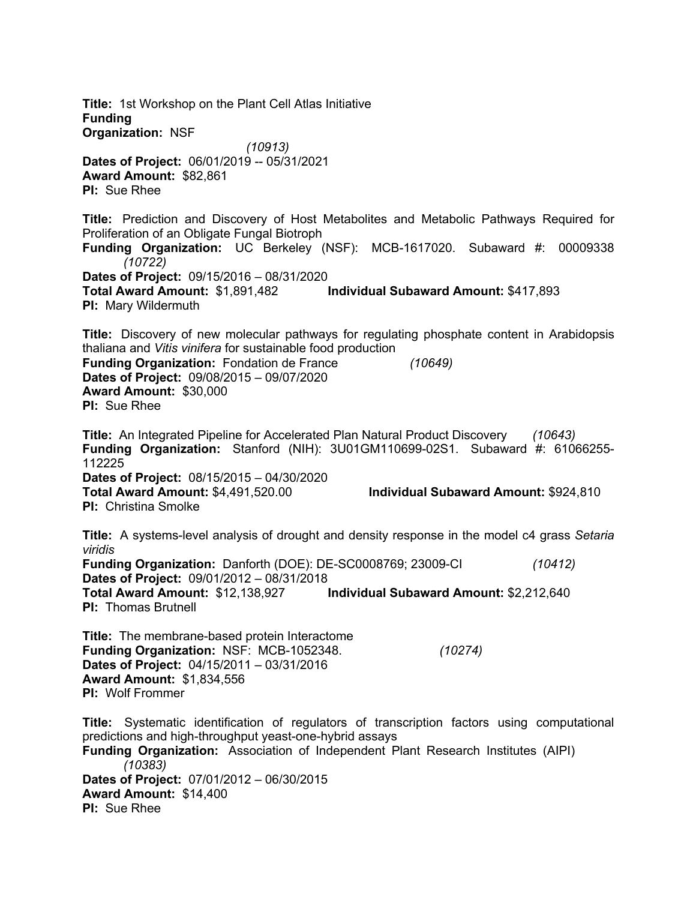**Title:** 1st Workshop on the Plant Cell Atlas Initiative
**Funding Organization:** NSF *(10913)*
**Dates of Project:** 06/01/2019 -- 05/31/2021
**Award Amount:** $82,861
**PI:** Sue Rhee

**Title:** Prediction and Discovery of Host Metabolites and Metabolic Pathways Required for Proliferation of an Obligate Fungal Biotroph
**Funding Organization:** UC Berkeley (NSF): MCB-1617020. Subaward #: 00009338 *(10722)*
**Dates of Project:** 09/15/2016 – 08/31/2020
**Total Award Amount:** $1,891,482 **Individual Subaward Amount:** $417,893
**PI:** Mary Wildermuth

**Title:** Discovery of new molecular pathways for regulating phosphate content in Arabidopsis thaliana and *Vitis vinifera* for sustainable food production
**Funding Organization:** Fondation de France *(10649)*
**Dates of Project:** 09/08/2015 – 09/07/2020
**Award Amount:** $30,000
**PI:** Sue Rhee

**Title:** An Integrated Pipeline for Accelerated Plan Natural Product Discovery *(10643)*
**Funding Organization:** Stanford (NIH): 3U01GM110699-02S1. Subaward #: 61066255-112225
**Dates of Project:** 08/15/2015 – 04/30/2020
**Total Award Amount:** $4,491,520.00 **Individual Subaward Amount:** $924,810
**PI:** Christina Smolke

**Title:** A systems-level analysis of drought and density response in the model c4 grass *Setaria viridis*
**Funding Organization:** Danforth (DOE): DE-SC0008769; 23009-CI *(10412)*
**Dates of Project:** 09/01/2012 – 08/31/2018
**Total Award Amount:** $12,138,927 **Individual Subaward Amount:** $2,212,640
**PI:** Thomas Brutnell

**Title:** The membrane-based protein Interactome
**Funding Organization:** NSF: MCB-1052348. *(10274)*
**Dates of Project:** 04/15/2011 – 03/31/2016
**Award Amount:** $1,834,556
**PI:** Wolf Frommer

**Title:** Systematic identification of regulators of transcription factors using computational predictions and high-throughput yeast-one-hybrid assays
**Funding Organization:** Association of Independent Plant Research Institutes (AIPI) *(10383)*
**Dates of Project:** 07/01/2012 – 06/30/2015
**Award Amount:** $14,400
**PI:** Sue Rhee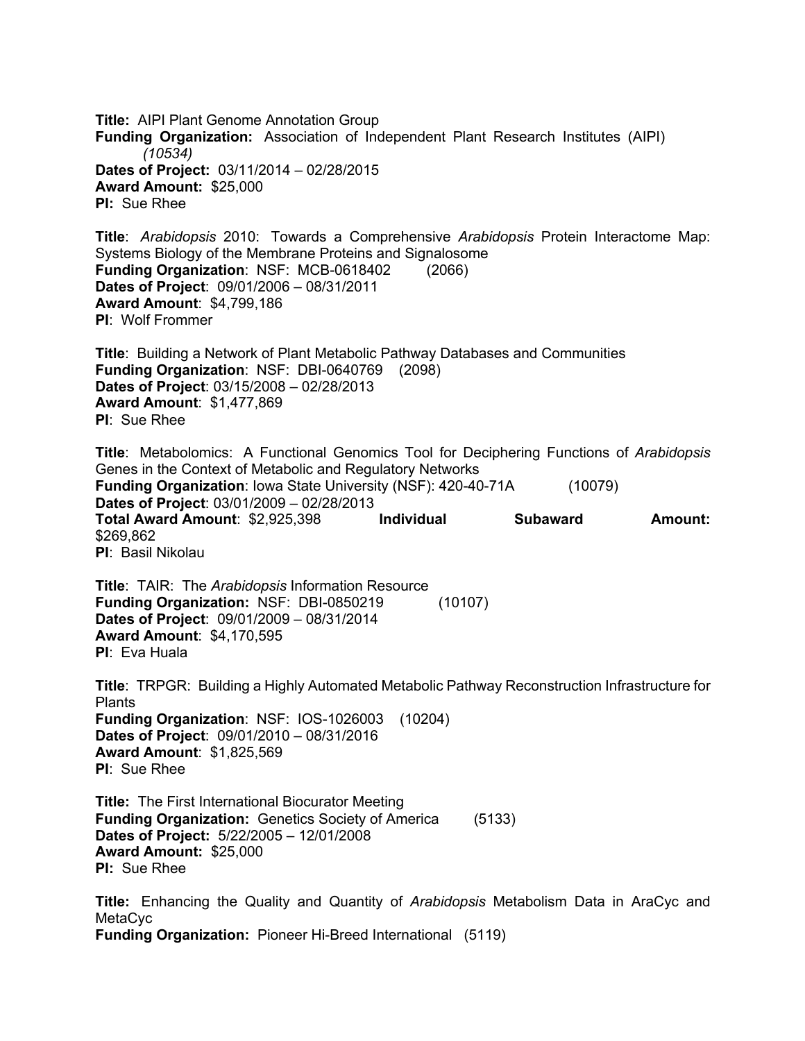**Title:** AIPI Plant Genome Annotation Group
**Funding Organization:** Association of Independent Plant Research Institutes (AIPI) *(10534)*
**Dates of Project:** 03/11/2014 – 02/28/2015
**Award Amount:** $25,000
**PI:** Sue Rhee

**Title**: *Arabidopsis* 2010: Towards a Comprehensive *Arabidopsis* Protein Interactome Map: Systems Biology of the Membrane Proteins and Signalosome
**Funding Organization**: NSF: MCB-0618402 (2066)
**Dates of Project**: 09/01/2006 – 08/31/2011
**Award Amount**: $4,799,186
**PI**: Wolf Frommer

**Title**: Building a Network of Plant Metabolic Pathway Databases and Communities
**Funding Organization**: NSF: DBI-0640769 (2098)
**Dates of Project**: 03/15/2008 – 02/28/2013
**Award Amount**: $1,477,869
**PI**: Sue Rhee

**Title**: Metabolomics: A Functional Genomics Tool for Deciphering Functions of *Arabidopsis* Genes in the Context of Metabolic and Regulatory Networks
**Funding Organization**: Iowa State University (NSF): 420-40-71A (10079)
**Dates of Project**: 03/01/2009 – 02/28/2013
**Total Award Amount**: $2,925,398 **Individual Subaward Amount:** $269,862
**PI**: Basil Nikolau

**Title**: TAIR: The *Arabidopsis* Information Resource
**Funding Organization:** NSF: DBI-0850219 (10107)
**Dates of Project**: 09/01/2009 – 08/31/2014
**Award Amount**: $4,170,595
**PI**: Eva Huala

**Title**: TRPGR: Building a Highly Automated Metabolic Pathway Reconstruction Infrastructure for Plants
**Funding Organization**: NSF: IOS-1026003 (10204)
**Dates of Project**: 09/01/2010 – 08/31/2016
**Award Amount**: $1,825,569
**PI**: Sue Rhee

**Title:** The First International Biocurator Meeting
**Funding Organization:** Genetics Society of America (5133)
**Dates of Project:** 5/22/2005 – 12/01/2008
**Award Amount:** $25,000
**PI:** Sue Rhee

**Title:** Enhancing the Quality and Quantity of *Arabidopsis* Metabolism Data in AraCyc and MetaCyc
**Funding Organization:** Pioneer Hi-Breed International (5119)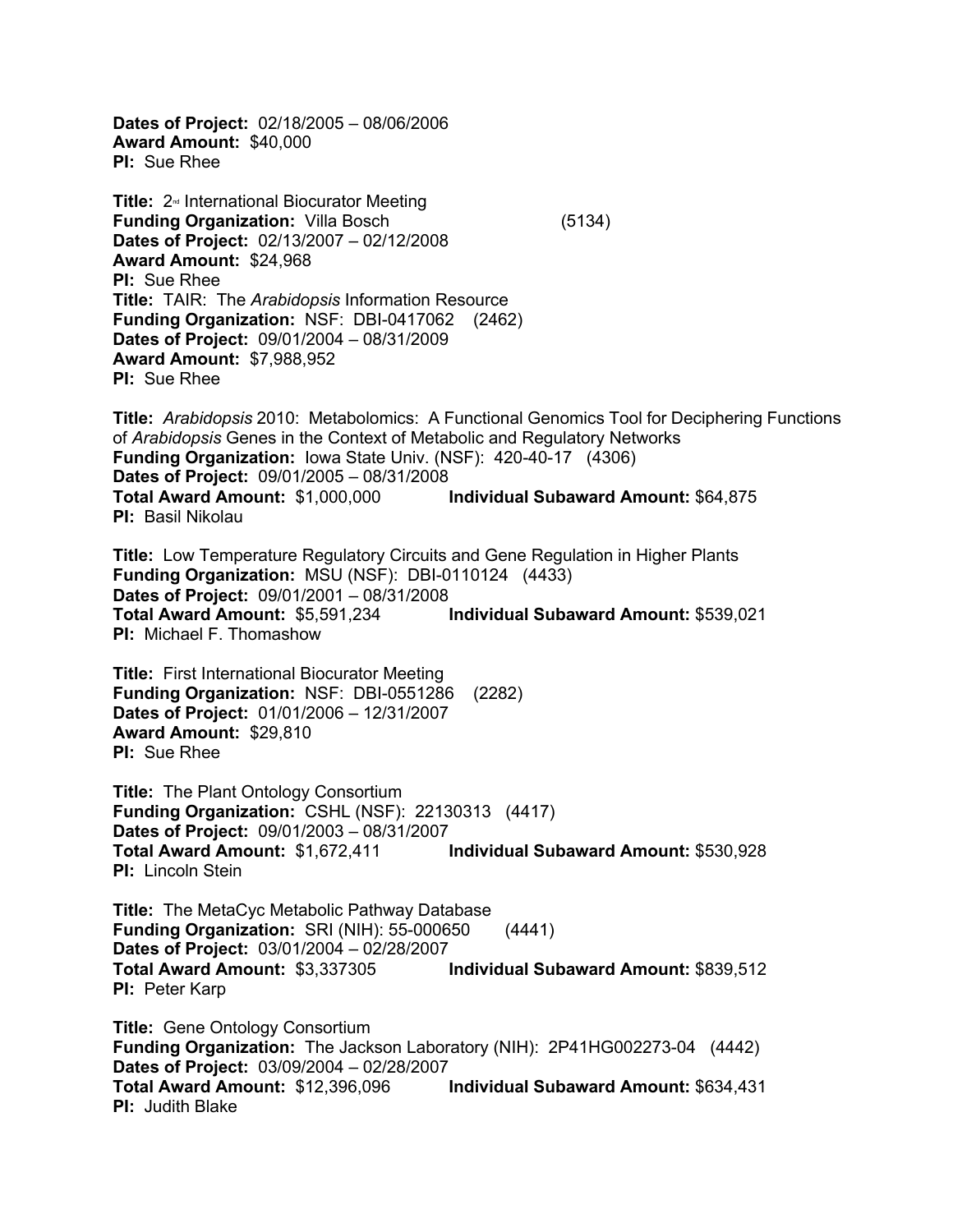**Dates of Project:** 02/18/2005 – 08/06/2006
**Award Amount:** $40,000
**PI:** Sue Rhee

**Title:** 2[nd] International Biocurator Meeting
**Funding Organization:** Villa Bosch (5134)
**Dates of Project:** 02/13/2007 – 02/12/2008
**Award Amount:** $24,968
**PI:** Sue Rhee
**Title:** TAIR: The *Arabidopsis* Information Resource
**Funding Organization:** NSF: DBI-0417062 (2462)
**Dates of Project:** 09/01/2004 – 08/31/2009
**Award Amount:** $7,988,952
**PI:** Sue Rhee

**Title:** *Arabidopsis* 2010: Metabolomics: A Functional Genomics Tool for Deciphering Functions of *Arabidopsis* Genes in the Context of Metabolic and Regulatory Networks
**Funding Organization:** Iowa State Univ. (NSF): 420-40-17 (4306)
**Dates of Project:** 09/01/2005 – 08/31/2008
**Total Award Amount:** $1,000,000 **Individual Subaward Amount:** $64,875
**PI:** Basil Nikolau

**Title:** Low Temperature Regulatory Circuits and Gene Regulation in Higher Plants
**Funding Organization:** MSU (NSF): DBI-0110124 (4433)
**Dates of Project:** 09/01/2001 – 08/31/2008
**Total Award Amount:** $5,591,234 **Individual Subaward Amount:** $539,021
**PI:** Michael F. Thomashow

**Title:** First International Biocurator Meeting
**Funding Organization:** NSF: DBI-0551286 (2282)
**Dates of Project:** 01/01/2006 – 12/31/2007
**Award Amount:** $29,810
**PI:** Sue Rhee

**Title:** The Plant Ontology Consortium
**Funding Organization:** CSHL (NSF): 22130313 (4417)
**Dates of Project:** 09/01/2003 – 08/31/2007
**Total Award Amount:** $1,672,411 **Individual Subaward Amount:** $530,928
**PI:** Lincoln Stein

**Title:** The MetaCyc Metabolic Pathway Database
**Funding Organization:** SRI (NIH): 55-000650 (4441)
**Dates of Project:** 03/01/2004 – 02/28/2007
**Total Award Amount:** $3,337305 **Individual Subaward Amount:** $839,512
**PI:** Peter Karp

**Title:** Gene Ontology Consortium
**Funding Organization:** The Jackson Laboratory (NIH): 2P41HG002273-04 (4442)
**Dates of Project:** 03/09/2004 – 02/28/2007
**Total Award Amount:** $12,396,096 **Individual Subaward Amount:** $634,431
**PI:** Judith Blake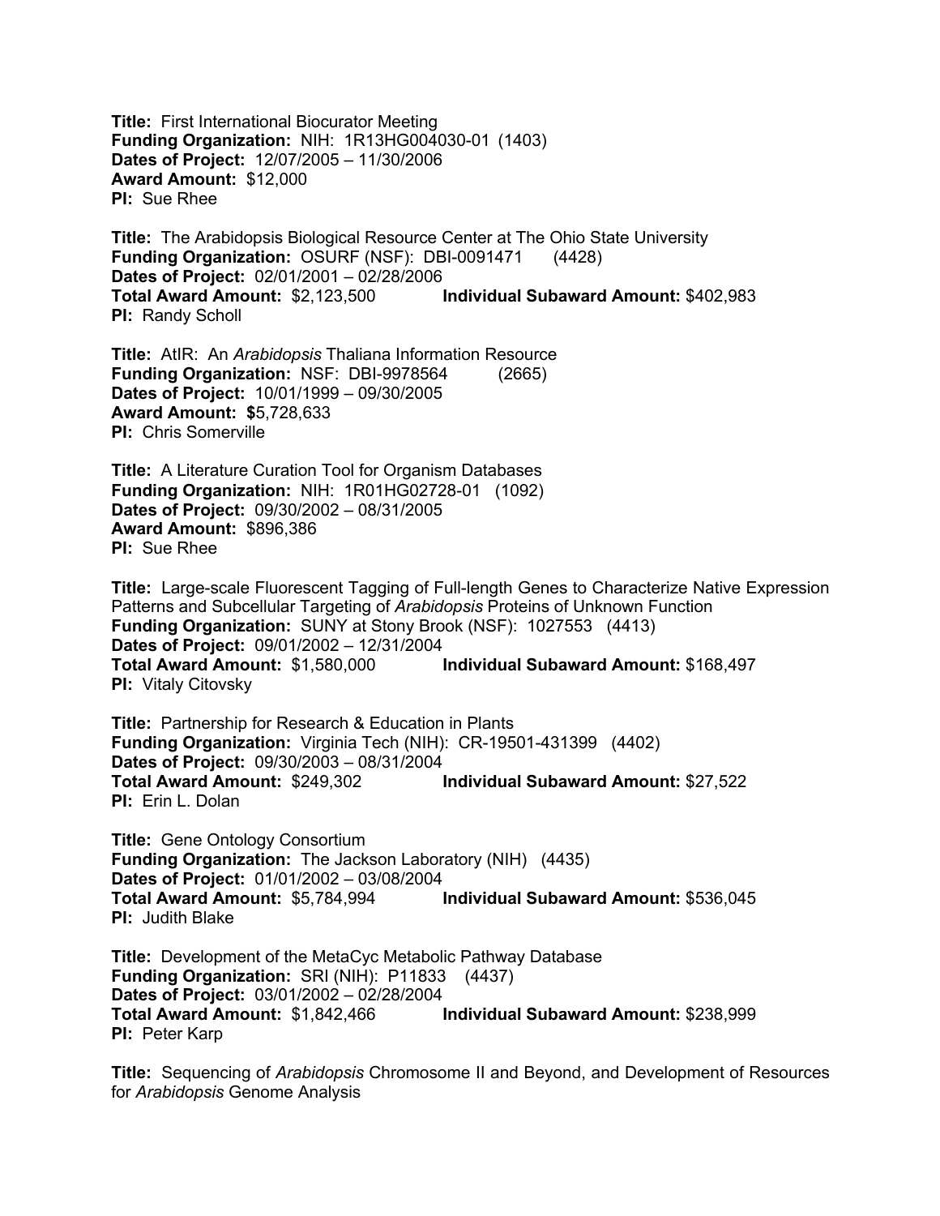**Title:** First International Biocurator Meeting
**Funding Organization:** NIH: 1R13HG004030-01 (1403)
**Dates of Project:** 12/07/2005 – 11/30/2006
**Award Amount:** $12,000
**PI:** Sue Rhee

**Title:** The Arabidopsis Biological Resource Center at The Ohio State University
**Funding Organization:** OSURF (NSF): DBI-0091471 (4428)
**Dates of Project:** 02/01/2001 – 02/28/2006
**Total Award Amount:** $2,123,500 **Individual Subaward Amount:** $402,983
**PI:** Randy Scholl

**Title:** AtIR: An *Arabidopsis* Thaliana Information Resource
**Funding Organization:** NSF: DBI-9978564 (2665)
**Dates of Project:** 10/01/1999 – 09/30/2005
**Award Amount:** **$**5,728,633
**PI:** Chris Somerville

**Title:** A Literature Curation Tool for Organism Databases
**Funding Organization:** NIH: 1R01HG02728-01 (1092)
**Dates of Project:** 09/30/2002 – 08/31/2005
**Award Amount:** $896,386
**PI:** Sue Rhee

**Title:** Large-scale Fluorescent Tagging of Full-length Genes to Characterize Native Expression Patterns and Subcellular Targeting of *Arabidopsis* Proteins of Unknown Function
**Funding Organization:** SUNY at Stony Brook (NSF): 1027553 (4413)
**Dates of Project:** 09/01/2002 – 12/31/2004
**Total Award Amount:** $1,580,000 **Individual Subaward Amount:** $168,497
**PI:** Vitaly Citovsky

**Title:** Partnership for Research & Education in Plants
**Funding Organization:** Virginia Tech (NIH): CR-19501-431399 (4402)
**Dates of Project:** 09/30/2003 – 08/31/2004
**Total Award Amount:** $249,302 **Individual Subaward Amount:** $27,522
**PI:** Erin L. Dolan

**Title:** Gene Ontology Consortium
**Funding Organization:** The Jackson Laboratory (NIH) (4435)
**Dates of Project:** 01/01/2002 – 03/08/2004
**Total Award Amount:** $5,784,994 **Individual Subaward Amount:** $536,045
**PI:** Judith Blake

**Title:** Development of the MetaCyc Metabolic Pathway Database
**Funding Organization:** SRI (NIH): P11833 (4437)
**Dates of Project:** 03/01/2002 – 02/28/2004
**Total Award Amount:** $1,842,466 **Individual Subaward Amount:** $238,999
**PI:** Peter Karp

**Title:** Sequencing of *Arabidopsis* Chromosome II and Beyond, and Development of Resources for *Arabidopsis* Genome Analysis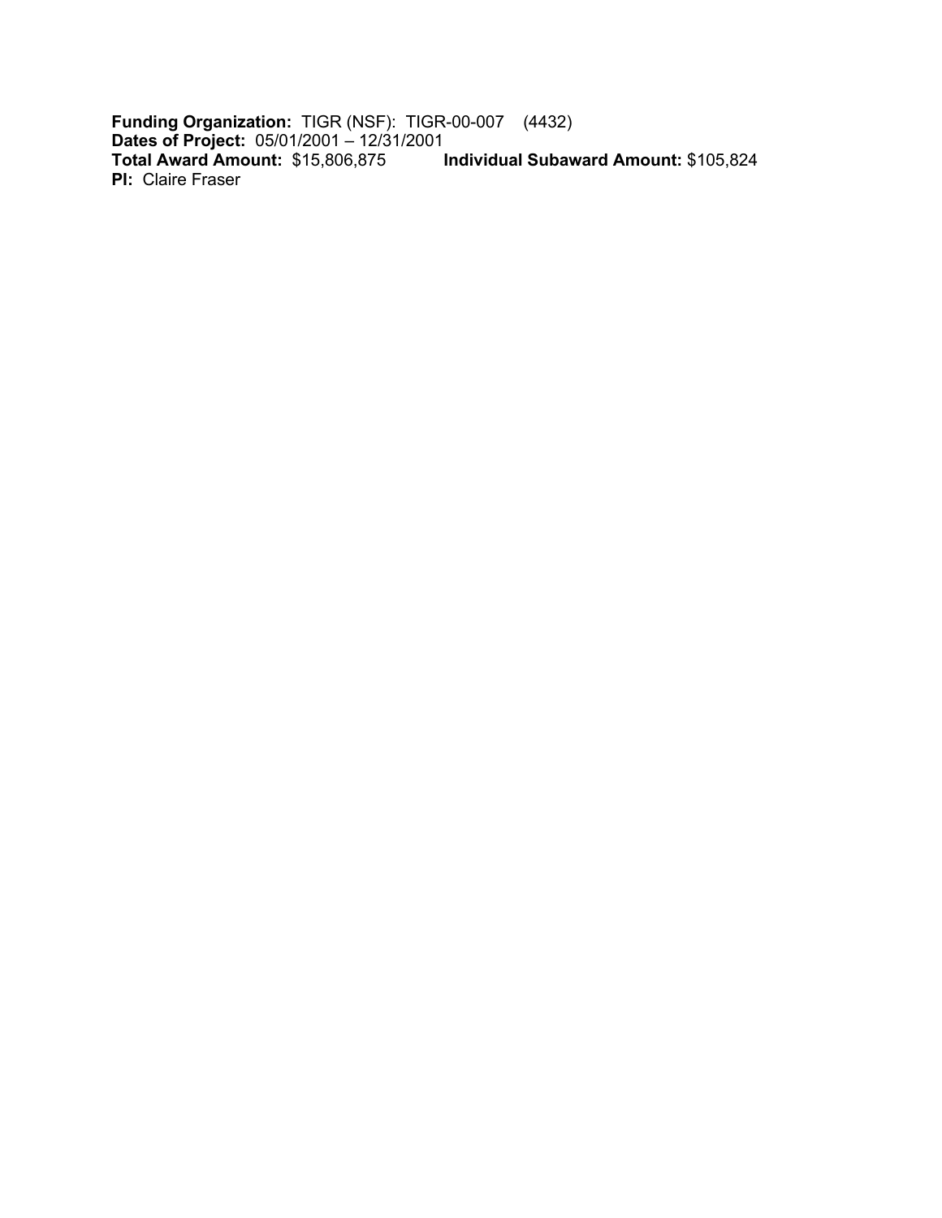**Funding Organization:** TIGR (NSF): TIGR-00-007 (4432)
**Dates of Project:** 05/01/2001 – 12/31/2001
**Total Award Amount:** $15,806,875 **Individual Subaward Amount:** $105,824
**PI:** Claire Fraser